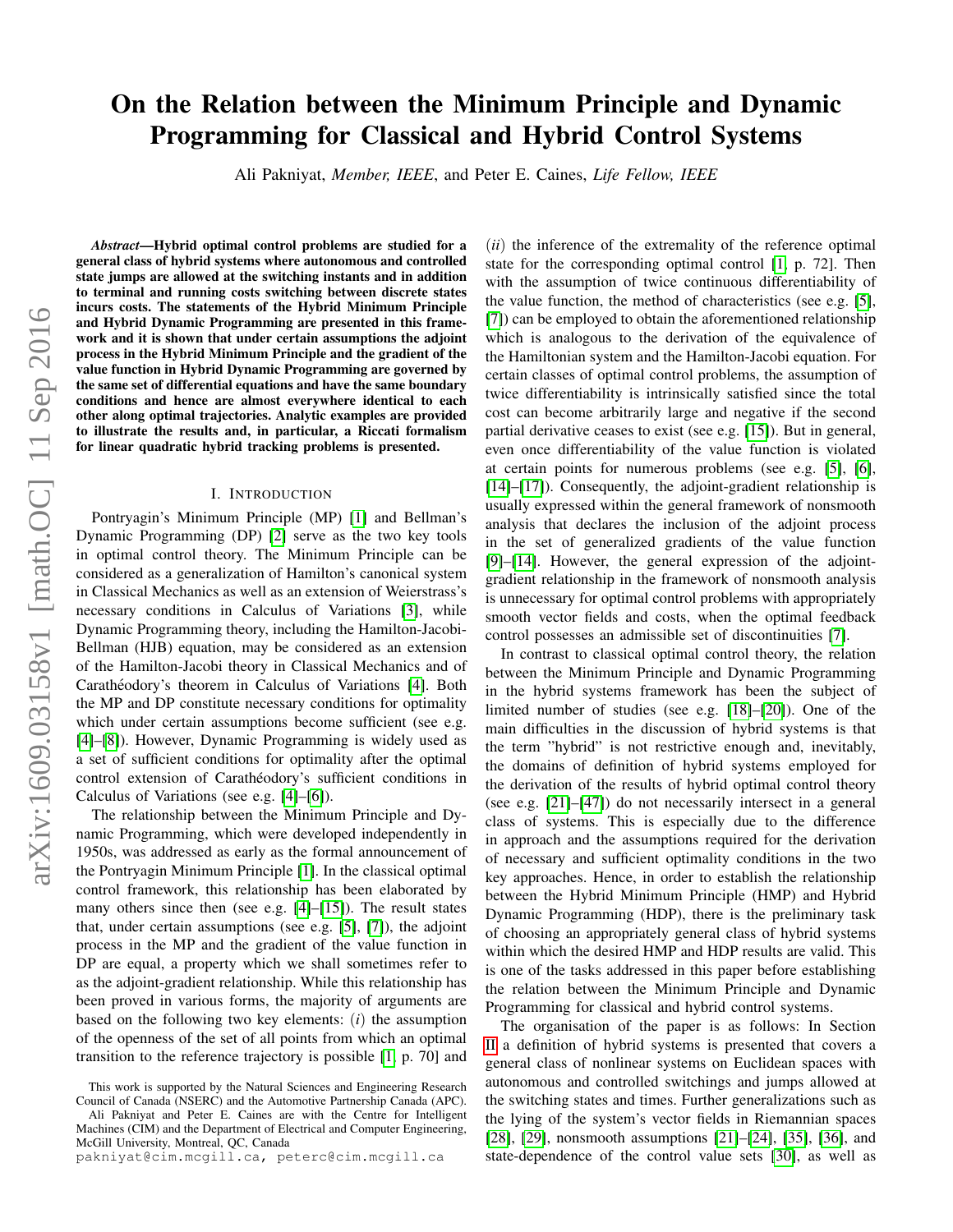# On the Relation between the Minimum Principle and Dynamic Programming for Classical and Hybrid Control Systems

Ali Pakniyat, *Member, IEEE*, and Peter E. Caines, *Life Fellow, IEEE*

***Abstract*—Hybrid optimal control problems are studied for a general class of hybrid systems where autonomous and controlled state jumps are allowed at the switching instants and in addition to terminal and running costs switching between discrete states incurs costs. The statements of the Hybrid Minimum Principle and Hybrid Dynamic Programming are presented in this framework and it is shown that under certain assumptions the adjoint process in the Hybrid Minimum Principle and the gradient of the value function in Hybrid Dynamic Programming are governed by the same set of differential equations and have the same boundary conditions and hence are almost everywhere identical to each other along optimal trajectories. Analytic examples are provided to illustrate the results and, in particular, a Riccati formalism for linear quadratic hybrid tracking problems is presented.**

## I. Introduction

Pontryagin's Minimum Principle (MP) [1] and Bellman's Dynamic Programming (DP) [2] serve as the two key tools in optimal control theory. The Minimum Principle can be considered as a generalization of Hamilton's canonical system in Classical Mechanics as well as an extension of Weierstrass's necessary conditions in Calculus of Variations [3], while Dynamic Programming theory, including the Hamilton-Jacobi-Bellman (HJB) equation, may be considered as an extension of the Hamilton-Jacobi theory in Classical Mechanics and of Carathéodory's theorem in Calculus of Variations [4]. Both the MP and DP constitute necessary conditions for optimality which under certain assumptions become sufficient (see e.g. [4]–[8]). However, Dynamic Programming is widely used as a set of sufficient conditions for optimality after the optimal control extension of Carathéodory's sufficient conditions in Calculus of Variations (see e.g. [4]–[6]).

The relationship between the Minimum Principle and Dynamic Programming, which were developed independently in 1950s, was addressed as early as the formal announcement of the Pontryagin Minimum Principle [1]. In the classical optimal control framework, this relationship has been elaborated by many others since then (see e.g. [4]–[15]). The result states that, under certain assumptions (see e.g. [5], [7]), the adjoint process in the MP and the gradient of the value function in DP are equal, a property which we shall sometimes refer to as the adjoint-gradient relationship. While this relationship has been proved in various forms, the majority of arguments are based on the following two key elements: $(i)$ the assumption of the openness of the set of all points from which an optimal transition to the reference trajectory is possible [1, p. 70] and $(ii)$ the inference of the extremality of the reference optimal state for the corresponding optimal control [1, p. 72]. Then with the assumption of twice continuous differentiability of the value function, the method of characteristics (see e.g. [5], [7]) can be employed to obtain the aforementioned relationship which is analogous to the derivation of the equivalence of the Hamiltonian system and the Hamilton-Jacobi equation. For certain classes of optimal control problems, the assumption of twice differentiability is intrinsically satisfied since the total cost can become arbitrarily large and negative if the second partial derivative ceases to exist (see e.g. [15]). But in general, even once differentiability of the value function is violated at certain points for numerous problems (see e.g. [5], [6], [14]–[17]). Consequently, the adjoint-gradient relationship is usually expressed within the general framework of nonsmooth analysis that declares the inclusion of the adjoint process in the set of generalized gradients of the value function [9]–[14]. However, the general expression of the adjoint-gradient relationship in the framework of nonsmooth analysis is unnecessary for optimal control problems with appropriately smooth vector fields and costs, when the optimal feedback control possesses an admissible set of discontinuities [7].

In contrast to classical optimal control theory, the relation between the Minimum Principle and Dynamic Programming in the hybrid systems framework has been the subject of limited number of studies (see e.g. [18]–[20]). One of the main difficulties in the discussion of hybrid systems is that the term "hybrid" is not restrictive enough and, inevitably, the domains of definition of hybrid systems employed for the derivation of the results of hybrid optimal control theory (see e.g. [21]–[47]) do not necessarily intersect in a general class of systems. This is especially due to the difference in approach and the assumptions required for the derivation of necessary and sufficient optimality conditions in the two key approaches. Hence, in order to establish the relationship between the Hybrid Minimum Principle (HMP) and Hybrid Dynamic Programming (HDP), there is the preliminary task of choosing an appropriately general class of hybrid systems within which the desired HMP and HDP results are valid. This is one of the tasks addressed in this paper before establishing the relation between the Minimum Principle and Dynamic Programming for classical and hybrid control systems.

The organisation of the paper is as follows: In Section II a definition of hybrid systems is presented that covers a general class of nonlinear systems on Euclidean spaces with autonomous and controlled switchings and jumps allowed at the switching states and times. Further generalizations such as the lying of the system's vector fields in Riemannian spaces [28], [29], nonsmooth assumptions [21]–[24], [35], [36], and state-dependence of the control value sets [30], as well as

This work is supported by the Natural Sciences and Engineering Research Council of Canada (NSERC) and the Automotive Partnership Canada (APC).

Ali Pakniyat and Peter E. Caines are with the Centre for Intelligent Machines (CIM) and the Department of Electrical and Computer Engineering, McGill University, Montreal, QC, Canada

pakniyat@cim.mcgill.ca, peterc@cim.mcgill.ca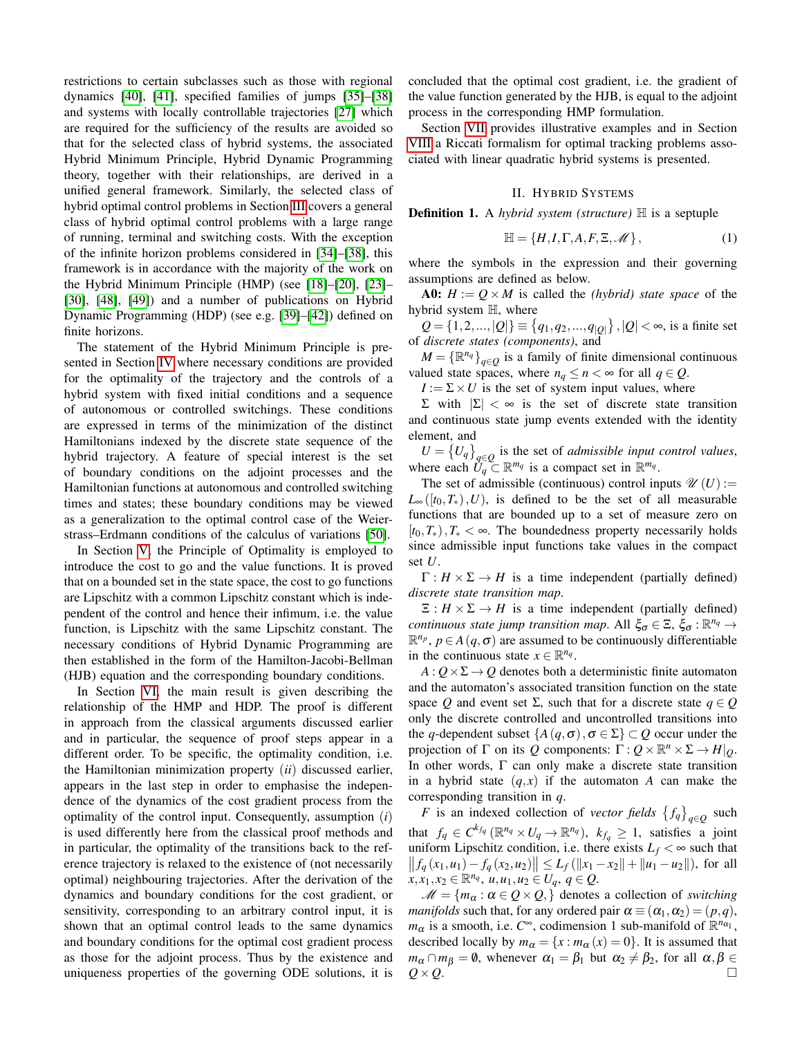restrictions to certain subclasses such as those with regional dynamics [40], [41], specified families of jumps [35]–[38] and systems with locally controllable trajectories [27] which are required for the sufficiency of the results are avoided so that for the selected class of hybrid systems, the associated Hybrid Minimum Principle, Hybrid Dynamic Programming theory, together with their relationships, are derived in a unified general framework. Similarly, the selected class of hybrid optimal control problems in Section III covers a general class of hybrid optimal control problems with a large range of running, terminal and switching costs. With the exception of the infinite horizon problems considered in [34]–[38], this framework is in accordance with the majority of the work on the Hybrid Minimum Principle (HMP) (see [18]–[20], [23]–[30], [48], [49]) and a number of publications on Hybrid Dynamic Programming (HDP) (see e.g. [39]–[42]) defined on finite horizons.

The statement of the Hybrid Minimum Principle is presented in Section IV where necessary conditions are provided for the optimality of the trajectory and the controls of a hybrid system with fixed initial conditions and a sequence of autonomous or controlled switchings. These conditions are expressed in terms of the minimization of the distinct Hamiltonians indexed by the discrete state sequence of the hybrid trajectory. A feature of special interest is the set of boundary conditions on the adjoint processes and the Hamiltonian functions at autonomous and controlled switching times and states; these boundary conditions may be viewed as a generalization to the optimal control case of the Weierstrass–Erdmann conditions of the calculus of variations [50].

In Section V, the Principle of Optimality is employed to introduce the cost to go and the value functions. It is proved that on a bounded set in the state space, the cost to go functions are Lipschitz with a common Lipschitz constant which is independent of the control and hence their infimum, i.e. the value function, is Lipschitz with the same Lipschitz constant. The necessary conditions of Hybrid Dynamic Programming are then established in the form of the Hamilton-Jacobi-Bellman (HJB) equation and the corresponding boundary conditions.

In Section VI, the main result is given describing the relationship of the HMP and HDP. The proof is different in approach from the classical arguments discussed earlier and in particular, the sequence of proof steps appear in a different order. To be specific, the optimality condition, i.e. the Hamiltonian minimization property $(ii)$ discussed earlier, appears in the last step in order to emphasise the independence of the dynamics of the cost gradient process from the optimality of the control input. Consequently, assumption $(i)$ is used differently here from the classical proof methods and in particular, the optimality of the transitions back to the reference trajectory is relaxed to the existence of (not necessarily optimal) neighbouring trajectories. After the derivation of the dynamics and boundary conditions for the cost gradient, or sensitivity, corresponding to an arbitrary control input, it is shown that an optimal control leads to the same dynamics and boundary conditions for the optimal cost gradient process as those for the adjoint process. Thus by the existence and uniqueness properties of the governing ODE solutions, it is concluded that the optimal cost gradient, i.e. the gradient of the value function generated by the HJB, is equal to the adjoint process in the corresponding HMP formulation.

Section VII provides illustrative examples and in Section VIII a Riccati formalism for optimal tracking problems associated with linear quadratic hybrid systems is presented.

## II. Hybrid Systems

**Definition 1.** A *hybrid system (structure)* $\mathbb{H}$ is a septuple

$$\mathbb{H} = \{H, I, \Gamma, A, F, \Xi, \mathscr{M}\}, \tag{1}$$

where the symbols in the expression and their governing assumptions are defined as below.

**A0:** $H := Q \times M$ is called the *(hybrid) state space* of the hybrid system $\mathbb{H}$, where

$Q = \{1, 2, ..., |Q|\} \equiv \{q_1, q_2, ..., q_{|Q|}\}, |Q| < \infty$, is a finite set of *discrete states (components)*, and

$M = \{\mathbb{R}^{n_q}\}_{q \in Q}$ is a family of finite dimensional continuous valued state spaces, where $n_q \le n < \infty$ for all $q \in Q$.

$I := \Sigma \times U$ is the set of system input values, where

$\Sigma$ with $|\Sigma| < \infty$ is the set of discrete state transition and continuous state jump events extended with the identity element, and

$U = \{U_q\}_{q \in Q}$ is the set of *admissible input control values*, where each $U_q \subset \mathbb{R}^{m_q}$ is a compact set in $\mathbb{R}^{m_q}$.

The set of admissible (continuous) control inputs $\mathscr{U}(U) := L_\infty([t_0, T_*), U)$, is defined to be the set of all measurable functions that are bounded up to a set of measure zero on $[t_0, T_*), T_* < \infty$. The boundedness property necessarily holds since admissible input functions take values in the compact set $U$.

$\Gamma : H \times \Sigma \to H$ is a time independent (partially defined) *discrete state transition map*.

$\Xi : H \times \Sigma \to H$ is a time independent (partially defined) *continuous state jump transition map*. All $\xi_\sigma \in \Xi$, $\xi_\sigma : \mathbb{R}^{n_q} \to \mathbb{R}^{n_p}$, $p \in A(q, \sigma)$ are assumed to be continuously differentiable in the continuous state $x \in \mathbb{R}^{n_q}$.

$A : Q \times \Sigma \to Q$ denotes both a deterministic finite automaton and the automaton's associated transition function on the state space $Q$ and event set $\Sigma$, such that for a discrete state $q \in Q$ only the discrete controlled and uncontrolled transitions into the $q$-dependent subset $\{A(q, \sigma), \sigma \in \Sigma\} \subset Q$ occur under the projection of $\Gamma$ on its $Q$ components: $\Gamma : Q \times \mathbb{R}^n \times \Sigma \to H|_Q$. In other words, $\Gamma$ can only make a discrete state transition in a hybrid state $(q, x)$ if the automaton $A$ can make the corresponding transition in $q$.

$F$ is an indexed collection of *vector fields* $\{f_q\}_{q \in Q}$ such that $f_q \in C^{k_{f_q}}(\mathbb{R}^{n_q} \times U_q \to \mathbb{R}^{n_q})$, $k_{f_q} \ge 1$, satisfies a joint uniform Lipschitz condition, i.e. there exists $L_f < \infty$ such that $\|f_q(x_1, u_1) - f_q(x_2, u_2)\| \le L_f (\|x_1 - x_2\| + \|u_1 - u_2\|)$, for all $x, x_1, x_2 \in \mathbb{R}^{n_q}$, $u, u_1, u_2 \in U_q$, $q \in Q$.

$\mathscr{M} = \{m_\alpha : \alpha \in Q \times Q,\}$ denotes a collection of *switching manifolds* such that, for any ordered pair $\alpha \equiv (\alpha_1, \alpha_2) = (p, q)$, $m_\alpha$ is a smooth, i.e. $C^\infty$, codimension 1 sub-manifold of $\mathbb{R}^{n_{\alpha_1}}$, described locally by $m_\alpha = \{x : m_\alpha(x) = 0\}$. It is assumed that $m_\alpha \cap m_\beta = \emptyset$, whenever $\alpha_1 = \beta_1$ but $\alpha_2 \neq \beta_2$, for all $\alpha, \beta \in Q \times Q$. □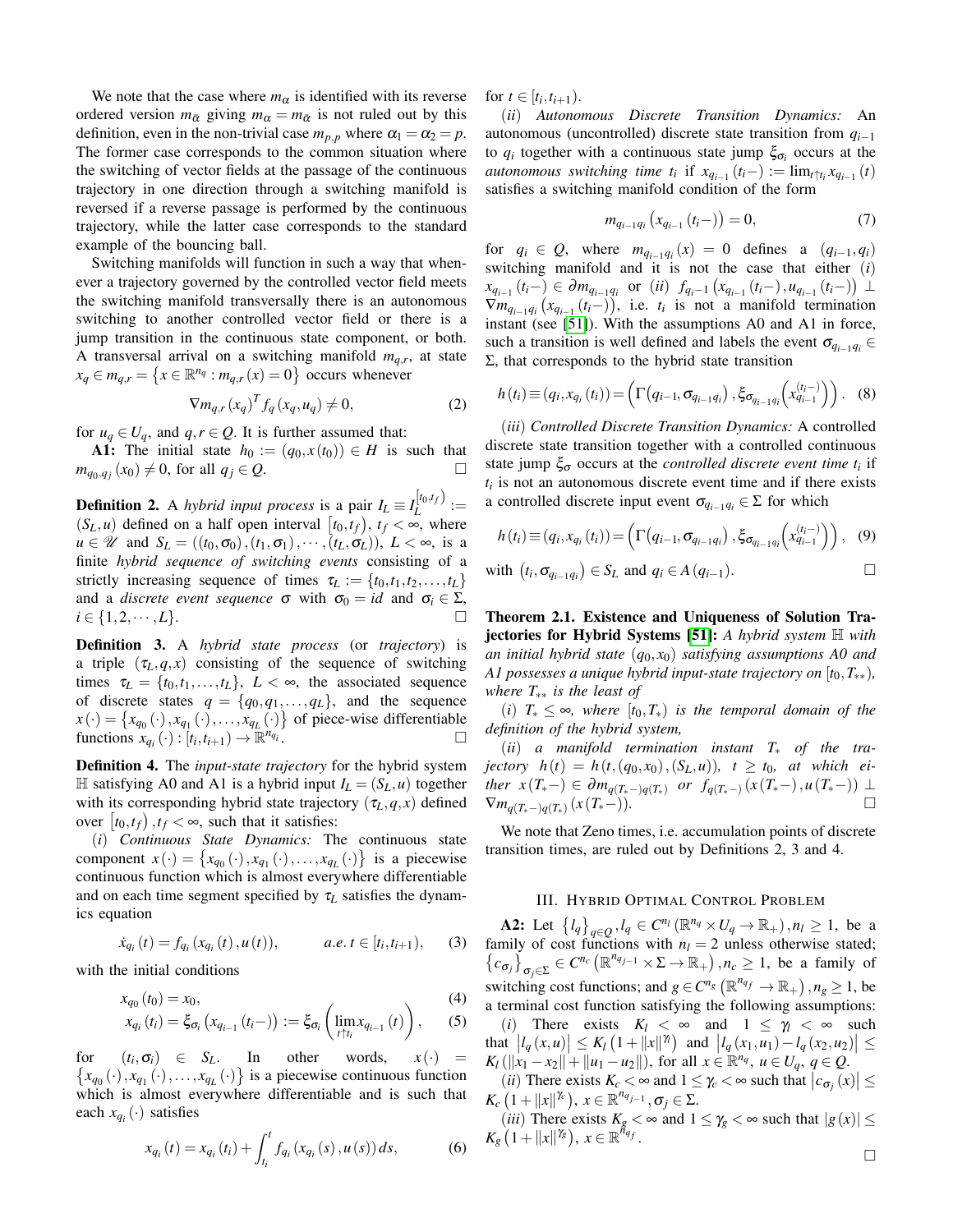We note that the case where $m_\alpha$ is identified with its reverse ordered version $m_{\bar{\alpha}}$ giving $m_\alpha = m_{\bar{\alpha}}$ is not ruled out by this definition, even in the non-trivial case $m_{p,p}$ where $\alpha_1 = \alpha_2 = p$. The former case corresponds to the common situation where the switching of vector fields at the passage of the continuous trajectory in one direction through a switching manifold is reversed if a reverse passage is performed by the continuous trajectory, while the latter case corresponds to the standard example of the bouncing ball.

Switching manifolds will function in such a way that whenever a trajectory governed by the controlled vector field meets the switching manifold transversally there is an autonomous switching to another controlled vector field or there is a jump transition in the continuous state component, or both. A transversal arrival on a switching manifold $m_{q,r}$, at state $x_q \in m_{q,r} = \{x \in \mathbb{R}^{n_q} : m_{q,r}(x) = 0\}$ occurs whenever

$$\nabla m_{q,r}(x_q)^T f_q(x_q, u_q) \neq 0, \tag{2}$$

for $u_q \in U_q$, and $q, r \in Q$. It is further assumed that:

**A1:** The initial state $h_0 := (q_0, x(t_0)) \in H$ is such that $m_{q_0,q_j}(x_0) \neq 0$, for all $q_j \in Q$. □

**Definition 2.** A *hybrid input process* is a pair $I_L \equiv I_L^{[t_0,t_f)} := (S_L, u)$ defined on a half open interval $[t_0, t_f)$, $t_f < \infty$, where $u \in \mathscr{U}$ and $S_L = ((t_0, \sigma_0), (t_1, \sigma_1), \cdots, (t_L, \sigma_L))$, $L < \infty$, is a finite *hybrid sequence of switching events* consisting of a strictly increasing sequence of times $\tau_L := \{t_0, t_1, t_2, \ldots, t_L\}$ and a *discrete event sequence* $\sigma$ with $\sigma_0 = id$ and $\sigma_i \in \Sigma$, $i \in \{1, 2, \cdots, L\}$. □

**Definition 3.** A *hybrid state process* (or *trajectory*) is a triple $(\tau_L, q, x)$ consisting of the sequence of switching times $\tau_L = \{t_0, t_1, \ldots, t_L\}$, $L < \infty$, the associated sequence of discrete states $q = \{q_0, q_1, \ldots, q_L\}$, and the sequence $x(\cdot) = \{x_{q_0}(\cdot), x_{q_1}(\cdot), \ldots, x_{q_L}(\cdot)\}$ of piece-wise differentiable functions $x_{q_i}(\cdot) : [t_i, t_{i+1}) \to \mathbb{R}^{n_{q_i}}$. □

**Definition 4.** The *input-state trajectory* for the hybrid system $\mathbb{H}$ satisfying A0 and A1 is a hybrid input $I_L = (S_L, u)$ together with its corresponding hybrid state trajectory $(\tau_L, q, x)$ defined over $[t_0, t_f), t_f < \infty$, such that it satisfies:

(*i*) *Continuous State Dynamics:* The continuous state component $x(\cdot) = \{x_{q_0}(\cdot), x_{q_1}(\cdot), \ldots, x_{q_L}(\cdot)\}$ is a piecewise continuous function which is almost everywhere differentiable and on each time segment specified by $\tau_L$ satisfies the dynamics equation

$$\dot{x}_{q_i}(t) = f_{q_i}(x_{q_i}(t), u(t)), \qquad a.e.\ t \in [t_i, t_{i+1}), \tag{3}$$

with the initial conditions

$$x_{q_0}(t_0) = x_0, \tag{4}$$

$$x_{q_i}(t_i) = \xi_{\sigma_i}(x_{q_{i-1}}(t_i-)) := \xi_{\sigma_i}\left(\lim_{t \uparrow t_i} x_{q_{i-1}}(t)\right), \tag{5}$$

for $(t_i, \sigma_i) \in S_L$. In other words, $x(\cdot) = \{x_{q_0}(\cdot), x_{q_1}(\cdot), \ldots, x_{q_L}(\cdot)\}$ is a piecewise continuous function which is almost everywhere differentiable and is such that each $x_{q_i}(\cdot)$ satisfies

$$x_{q_i}(t) = x_{q_i}(t_i) + \int_{t_i}^{t} f_{q_i}(x_{q_i}(s), u(s))\,ds, \tag{6}$$

for $t \in [t_i, t_{i+1})$.

(*ii*) *Autonomous Discrete Transition Dynamics:* An autonomous (uncontrolled) discrete state transition from $q_{i-1}$ to $q_i$ together with a continuous state jump $\xi_{\sigma_i}$ occurs at the *autonomous switching time* $t_i$ if $x_{q_{i-1}}(t_i-) := \lim_{t \uparrow t_i} x_{q_{i-1}}(t)$ satisfies a switching manifold condition of the form

$$m_{q_{i-1}q_i}(x_{q_{i-1}}(t_i-)) = 0, \tag{7}$$

for $q_i \in Q$, where $m_{q_{i-1}q_i}(x) = 0$ defines a $(q_{i-1}, q_i)$ switching manifold and it is not the case that either $(i)$ $x_{q_{i-1}}(t_i-) \in \partial m_{q_{i-1}q_i}$ or $(ii)$ $f_{q_{i-1}}(x_{q_{i-1}}(t_i-), u_{q_{i-1}}(t_i-)) \perp \nabla m_{q_{i-1}q_i}(x_{q_{i-1}}(t_i-))$, i.e. $t_i$ is not a manifold termination instant (see [51]). With the assumptions A0 and A1 in force, such a transition is well defined and labels the event $\sigma_{q_{i-1}q_i} \in \Sigma$, that corresponds to the hybrid state transition

$$h(t_i) \equiv (q_i, x_{q_i}(t_i)) = \left(\Gamma(q_{i-1}, \sigma_{q_{i-1}q_i}), \xi_{\sigma_{q_{i-1}q_i}}\left(x_{q_{i-1}}^{(t_i-)}\right)\right). \tag{8}$$

(*iii*) *Controlled Discrete Transition Dynamics:* A controlled discrete state transition together with a controlled continuous state jump $\xi_\sigma$ occurs at the *controlled discrete event time* $t_i$ if $t_i$ is not an autonomous discrete event time and if there exists a controlled discrete input event $\sigma_{q_{i-1}q_i} \in \Sigma$ for which

$$h(t_i) \equiv (q_i, x_{q_i}(t_i)) = \left(\Gamma(q_{i-1}, \sigma_{q_{i-1}q_i}), \xi_{\sigma_{q_{i-1}q_i}}\left(x_{q_{i-1}}^{(t_i-)}\right)\right), \tag{9}$$

with $(t_i, \sigma_{q_{i-1}q_i}) \in S_L$ and $q_i \in A(q_{i-1})$. □

**Theorem 2.1. Existence and Uniqueness of Solution Trajectories for Hybrid Systems [51]:** *A hybrid system $\mathbb{H}$ with an initial hybrid state $(q_0, x_0)$ satisfying assumptions A0 and A1 possesses a unique hybrid input-state trajectory on $[t_0, T_{**})$, where $T_{**}$ is the least of*

(*i*) *$T_* \leq \infty$, where $[t_0, T_*)$ is the temporal domain of the definition of the hybrid system,*

(*ii*) *a manifold termination instant $T_*$ of the trajectory $h(t) = h(t, (q_0, x_0), (S_L, u))$, $t \geq t_0$, at which either $x(T_*-) \in \partial m_{q(T_*-)q(T_*)}$ or $f_{q(T_*-)}(x(T_*-), u(T_*-)) \perp \nabla m_{q(T_*-)q(T_*)}(x(T_*-))$.* □

We note that Zeno times, i.e. accumulation points of discrete transition times, are ruled out by Definitions 2, 3 and 4.

## III. Hybrid Optimal Control Problem

**A2:** Let $\{l_q\}_{q \in Q}, l_q \in C^{n_l}(\mathbb{R}^{n_q} \times U_q \to \mathbb{R}_+), n_l \geq 1$, be a family of cost functions with $n_l = 2$ unless otherwise stated; $\{c_{\sigma_j}\}_{\sigma_j \in \Sigma} \in C^{n_c}(\mathbb{R}^{n_{q_{j-1}}} \times \Sigma \to \mathbb{R}_+), n_c \geq 1$, be a family of switching cost functions; and $g \in C^{n_g}(\mathbb{R}^{n_{q_f}} \to \mathbb{R}_+), n_g \geq 1$, be a terminal cost function satisfying the following assumptions:

(*i*) There exists $K_l < \infty$ and $1 \leq \gamma_l < \infty$ such that $|l_q(x,u)| \leq K_l(1 + \|x\|^{\gamma_l})$ and $|l_q(x_1,u_1) - l_q(x_2,u_2)| \leq K_l(\|x_1 - x_2\| + \|u_1 - u_2\|)$, for all $x \in \mathbb{R}^{n_q}$, $u \in U_q$, $q \in Q$.

(*ii*) There exists $K_c < \infty$ and $1 \leq \gamma_c < \infty$ such that $|c_{\sigma_j}(x)| \leq K_c(1 + \|x\|^{\gamma_c})$, $x \in \mathbb{R}^{n_{q_{j-1}}}, \sigma_j \in \Sigma$.

(*iii*) There exists $K_g < \infty$ and $1 \leq \gamma_g < \infty$ such that $|g(x)| \leq K_g(1 + \|x\|^{\gamma_g})$, $x \in \mathbb{R}^{n_{q_f}}$.

□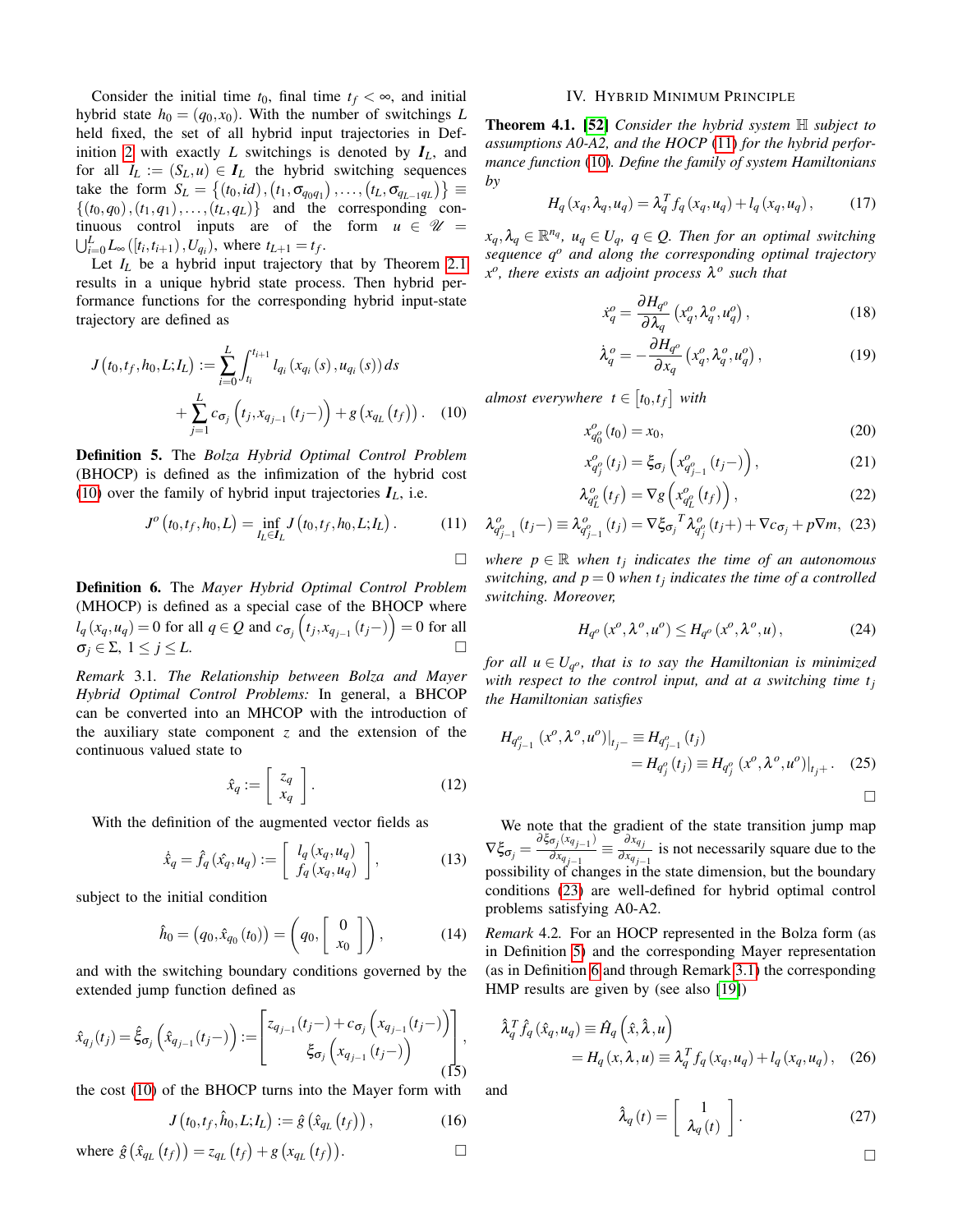Consider the initial time $t_0$, final time $t_f < \infty$, and initial hybrid state $h_0 = (q_0, x_0)$. With the number of switchings $L$ held fixed, the set of all hybrid input trajectories in Definition 2 with exactly $L$ switchings is denoted by $\boldsymbol{I}_L$, and for all $I_L := (S_L, u) \in \boldsymbol{I}_L$ the hybrid switching sequences take the form $S_L = \left\{(t_0, id), \left(t_1, \sigma_{q_0 q_1}\right), \ldots, \left(t_L, \sigma_{q_{L-1} q_L}\right)\right\} \equiv \left\{(t_0, q_0), (t_1, q_1), \ldots, (t_L, q_L)\right\}$ and the corresponding continuous control inputs are of the form $u \in \mathscr{U} = \bigcup_{i=0}^{L} L_\infty\left([t_i, t_{i+1}), U_{q_i}\right)$, where $t_{L+1} = t_f$.

Let $I_L$ be a hybrid input trajectory that by Theorem 2.1 results in a unique hybrid state process. Then hybrid performance functions for the corresponding hybrid input-state trajectory are defined as

$$
\begin{aligned}
J\left(t_0, t_f, h_0, L; I_L\right) := &\sum_{i=0}^{L} \int_{t_i}^{t_{i+1}} l_{q_i}\left(x_{q_i}(s), u_{q_i}(s)\right) ds \\
&+ \sum_{j=1}^{L} c_{\sigma_j}\left(t_j, x_{q_{j-1}}\left(t_j-\right)\right) + g\left(x_{q_L}\left(t_f\right)\right). \quad (10)
\end{aligned}
$$

**Definition 5.** The *Bolza Hybrid Optimal Control Problem* (BHOCP) is defined as the infimization of the hybrid cost (10) over the family of hybrid input trajectories $\boldsymbol{I}_L$, i.e.

$$
J^o\left(t_0, t_f, h_0, L\right) = \inf_{I_L \in \boldsymbol{I}_L} J\left(t_0, t_f, h_0, L; I_L\right). \quad (11)
$$

□

**Definition 6.** The *Mayer Hybrid Optimal Control Problem* (MHOCP) is defined as a special case of the BHOCP where $l_q(x_q, u_q) = 0$ for all $q \in Q$ and $c_{\sigma_j}\left(t_j, x_{q_{j-1}}\left(t_j-\right)\right) = 0$ for all $\sigma_j \in \Sigma$, $1 \leq j \leq L$. □

*Remark* 3.1. *The Relationship between Bolza and Mayer Hybrid Optimal Control Problems:* In general, a BHCOP can be converted into an MHCOP with the introduction of the auxiliary state component $z$ and the extension of the continuous valued state to

$$
\hat{x}_q := \left[\begin{array}{c} z_q \\ x_q \end{array}\right]. \quad (12)
$$

With the definition of the augmented vector fields as

$$
\dot{\hat{x}}_q = \hat{f}_q\left(\hat{x}_q, u_q\right) := \left[\begin{array}{c} l_q\left(x_q, u_q\right) \\ f_q\left(x_q, u_q\right) \end{array}\right], \quad (13)
$$

subject to the initial condition

$$
\hat{h}_0 = \left(q_0, \hat{x}_{q_0}(t_0)\right) = \left(q_0, \left[\begin{array}{c} 0 \\ x_0 \end{array}\right]\right), \quad (14)
$$

and with the switching boundary conditions governed by the extended jump function defined as

$$
\hat{x}_{q_j}(t_j) = \hat{\xi}_{\sigma_j}\left(\hat{x}_{q_{j-1}}(t_j-)\right) := \left[\begin{array}{c} z_{q_{j-1}}(t_j-) + c_{\sigma_j}\left(x_{q_{j-1}}(t_j-)\right) \\ \xi_{\sigma_j}\left(x_{q_{j-1}}(t_j-)\right) \end{array}\right], \quad (15)
$$

the cost (10) of the BHOCP turns into the Mayer form with

$$
J\left(t_0, t_f, \hat{h}_0, L; I_L\right) := \hat{g}\left(\hat{x}_{q_L}\left(t_f\right)\right), \quad (16)
$$

where $\hat{g}\left(\hat{x}_{q_L}\left(t_f\right)\right) = z_{q_L}\left(t_f\right) + g\left(x_{q_L}\left(t_f\right)\right)$. □

## IV. Hybrid Minimum Principle

**Theorem 4.1.** **[52]** *Consider the hybrid system $\mathbb{H}$ subject to assumptions A0-A2, and the HOCP (11) for the hybrid performance function (10). Define the family of system Hamiltonians by*

$$
H_q\left(x_q, \lambda_q, u_q\right) = \lambda_q^T f_q\left(x_q, u_q\right) + l_q\left(x_q, u_q\right), \quad (17)
$$

*$x_q, \lambda_q \in \mathbb{R}^{n_q}$, $u_q \in U_q$, $q \in Q$. Then for an optimal switching sequence $q^o$ and along the corresponding optimal trajectory $x^o$, there exists an adjoint process $\lambda^o$ such that*

$$
\dot{x}_q^o = \frac{\partial H_{q^o}}{\partial \lambda_q}\left(x_q^o, \lambda_q^o, u_q^o\right), \quad (18)
$$

$$
\dot{\lambda}_q^o = -\frac{\partial H_{q^o}}{\partial x_q}\left(x_q^o, \lambda_q^o, u_q^o\right), \quad (19)
$$

*almost everywhere $t \in [t_0, t_f]$ with*

$$
x_{q_0^o}^o(t_0) = x_0, \quad (20)
$$

$$
x_{q_j^o}^o(t_j) = \xi_{\sigma_j}\left(x_{q_{j-1}^o}^o(t_j-)\right), \quad (21)
$$

$$
\lambda_{q_L^o}^o(t_f) = \nabla g\left(x_{q_L^o}^o(t_f)\right), \quad (22)
$$

$$
\lambda_{q_{j-1}^o}^o(t_j-) \equiv \lambda_{q_{j-1}^o}^o(t_j) = \nabla \xi_{\sigma_j}{}^T \lambda_{q_j^o}^o(t_j+) + \nabla c_{\sigma_j} + p \nabla m, \quad (23)
$$

*where $p \in \mathbb{R}$ when $t_j$ indicates the time of an autonomous switching, and $p = 0$ when $t_j$ indicates the time of a controlled switching. Moreover,*

$$
H_{q^o}\left(x^o, \lambda^o, u^o\right) \leq H_{q^o}\left(x^o, \lambda^o, u\right), \quad (24)
$$

*for all $u \in U_{q^o}$, that is to say the Hamiltonian is minimized with respect to the control input, and at a switching time $t_j$ the Hamiltonian satisfies*

$$
\begin{aligned}
H_{q_{j-1}^o}\left(x^o, \lambda^o, u^o\right)\big|_{t_j-} &\equiv H_{q_{j-1}^o}(t_j) \\
&= H_{q_j^o}(t_j) \equiv H_{q_j^o}\left(x^o, \lambda^o, u^o\right)\big|_{t_j+}. \quad (25)
\end{aligned}
$$

□

We note that the gradient of the state transition jump map $\nabla \xi_{\sigma_j} = \frac{\partial \xi_{\sigma_j}(x_{q_{j-1}})}{\partial x_{q_{j-1}}} \equiv \frac{\partial x_{q_j}}{\partial x_{q_{j-1}}}$ is not necessarily square due to the possibility of changes in the state dimension, but the boundary conditions (23) are well-defined for hybrid optimal control problems satisfying A0-A2.

*Remark* 4.2. For an HOCP represented in the Bolza form (as in Definition 5) and the corresponding Mayer representation (as in Definition 6 and through Remark 3.1) the corresponding HMP results are given by (see also [19])

$$
\begin{aligned}
\hat{\lambda}_q^T \hat{f}_q\left(\hat{x}_q, u_q\right) &\equiv \hat{H}_q\left(\hat{x}, \hat{\lambda}, u\right) \\
&= H_q(x, \lambda, u) \equiv \lambda_q^T f_q\left(x_q, u_q\right) + l_q\left(x_q, u_q\right), \quad (26)
\end{aligned}
$$

and

$$
\hat{\lambda}_q(t) = \left[\begin{array}{c} 1 \\ \lambda_q(t) \end{array}\right]. \quad (27)
$$

□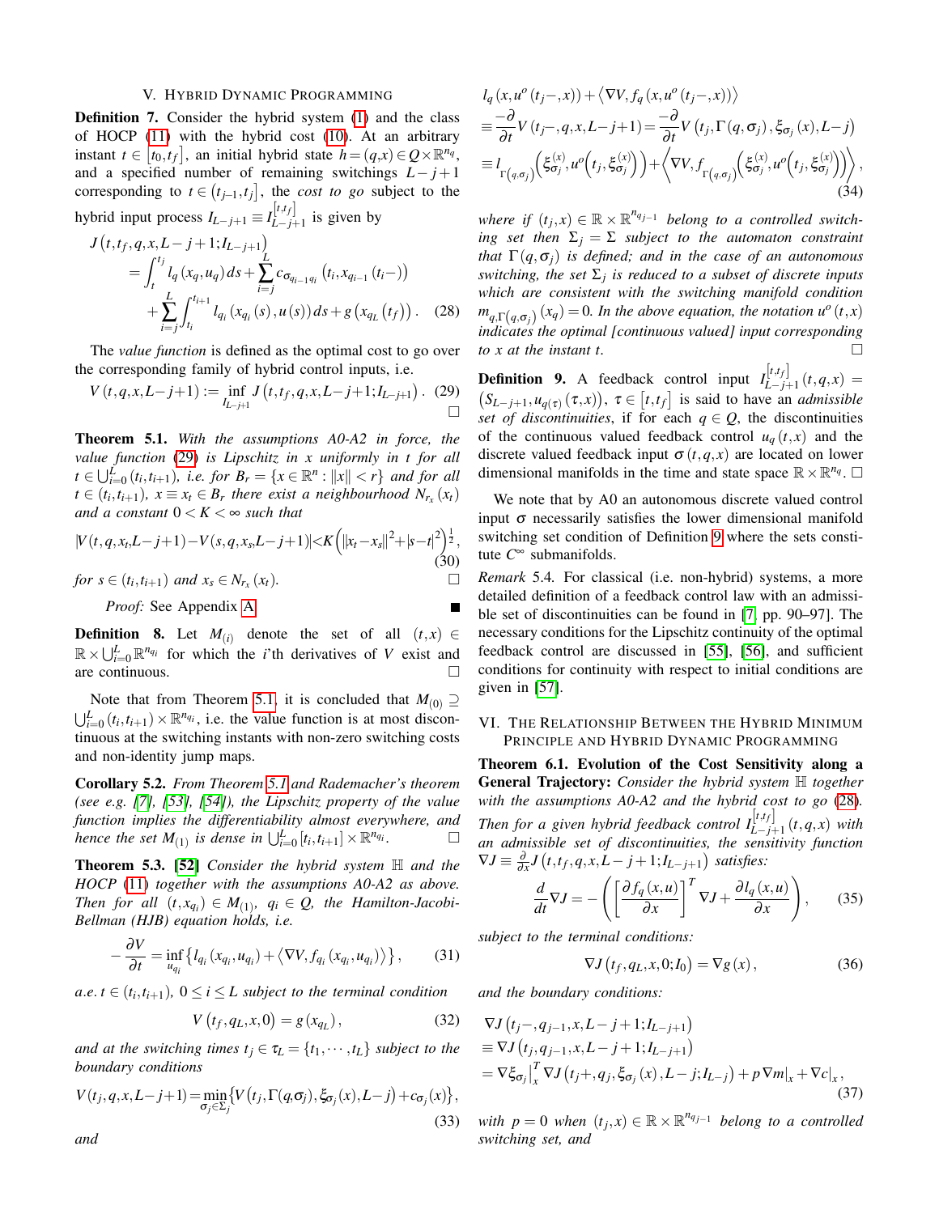## V. Hybrid Dynamic Programming

**Definition 7.** Consider the hybrid system (1) and the class of HOCP (11) with the hybrid cost (10). At an arbitrary instant $t \in [t_0, t_f]$, an initial hybrid state $h = (q,x) \in Q \times \mathbb{R}^{n_q}$, and a specified number of remaining switchings $L-j+1$ corresponding to $t \in (t_{j-1}, t_j]$, the *cost to go* subject to the hybrid input process $I_{L-j+1} \equiv I_{L-j+1}^{[t,t_f]}$ is given by

$$
\begin{aligned}
J&\left(t,t_f,q,x,L-j+1;I_{L-j+1}\right) \\
&= \int_t^{t_j} l_q\left(x_q,u_q\right)ds + \sum_{i=j}^{L} c_{\sigma_{q_{i-1}q_i}}\left(t_i, x_{q_{i-1}}\left(t_i-\right)\right) \\
&\quad + \sum_{i=j}^{L} \int_{t_i}^{t_{i+1}} l_{q_i}\left(x_{q_i}(s), u(s)\right)ds + g\left(x_{q_L}\left(t_f\right)\right). \quad (28)
\end{aligned}
$$

The *value function* is defined as the optimal cost to go over the corresponding family of hybrid control inputs, i.e.

$$
V\left(t,q,x,L-j+1\right) := \inf_{I_{L-j+1}} J\left(t,t_f,q,x,L-j+1;I_{L-j+1}\right). \quad (29)
$$

□

**Theorem 5.1.** *With the assumptions A0-A2 in force, the value function (29) is Lipschitz in $x$ uniformly in $t$ for all $t \in \bigcup_{i=0}^{L}(t_i,t_{i+1})$, i.e. for $B_r = \{x \in \mathbb{R}^n : \|x\| < r\}$ and for all $t \in (t_i,t_{i+1})$, $x \equiv x_t \in B_r$ there exist a neighbourhood $N_{r_x}(x_t)$ and a constant $0 < K < \infty$ such that*

$$
\left|V(t,q,x_t,L-j+1) - V(s,q,x_s,L-j+1)\right| < K\left(\|x_t - x_s\|^2 + |s-t|^2\right)^{\frac{1}{2}}, \quad (30)
$$

*for $s \in (t_i,t_{i+1})$ and $x_s \in N_{r_x}(x_t)$.* □

*Proof:* See Appendix A ■

**Definition 8.** Let $M_{(i)}$ denote the set of all $(t,x) \in \mathbb{R} \times \bigcup_{i=0}^{L}\mathbb{R}^{n_{q_i}}$ for which the $i$'th derivatives of $V$ exist and are continuous. □

Note that from Theorem 5.1, it is concluded that $M_{(0)} \supseteq \bigcup_{i=0}^{L}(t_i,t_{i+1}) \times \mathbb{R}^{n_{q_i}}$, i.e. the value function is at most discontinuous at the switching instants with non-zero switching costs and non-identity jump maps.

**Corollary 5.2.** *From Theorem 5.1 and Rademacher's theorem (see e.g. [7], [53], [54]), the Lipschitz property of the value function implies the differentiability almost everywhere, and hence the set $M_{(1)}$ is dense in $\bigcup_{i=0}^{L}[t_i,t_{i+1}] \times \mathbb{R}^{n_{q_i}}$.* □

**Theorem 5.3.** [52] *Consider the hybrid system $\mathbb{H}$ and the HOCP (11) together with the assumptions A0-A2 as above. Then for all $(t,x_{q_i}) \in M_{(1)}$, $q_i \in Q$, the Hamilton-Jacobi-Bellman (HJB) equation holds, i.e.*

$$
-\frac{\partial V}{\partial t} = \inf_{u_{q_i}}\left\{l_{q_i}\left(x_{q_i},u_{q_i}\right) + \left\langle \nabla V, f_{q_i}\left(x_{q_i},u_{q_i}\right)\right\rangle\right\}, \quad (31)
$$

*a.e. $t \in (t_i,t_{i+1})$, $0 \le i \le L$ subject to the terminal condition*

$$
V\left(t_f,q_L,x,0\right) = g\left(x_{q_L}\right), \quad (32)
$$

*and at the switching times $t_j \in \tau_L = \{t_1,\cdots,t_L\}$ subject to the boundary conditions*

$$
V(t_j,q,x,L-j+1) = \min_{\sigma_j \in \Sigma_j}\left\{V\left(t_j,\Gamma(q,\sigma_j),\xi_{\sigma_j}(x),L-j\right) + c_{\sigma_j}(x)\right\}, \quad (33)
$$

*and*

$$
\begin{aligned}
&l_q\left(x,u^o\left(t_j-,x\right)\right) + \left\langle \nabla V, f_q\left(x,u^o\left(t_j-,x\right)\right)\right\rangle \\
&\equiv \frac{-\partial}{\partial t}V\left(t_j-,q,x,L-j+1\right) = \frac{-\partial}{\partial t}V\left(t_j,\Gamma(q,\sigma_j),\xi_{\sigma_j}(x),L-j\right) \\
&\equiv l_{\Gamma(q,\sigma_j)}\left(\xi_{\sigma_j}^{(x)}, u^o\left(t_j,\xi_{\sigma_j}^{(x)}\right)\right) + \left\langle \nabla V, f_{\Gamma(q,\sigma_j)}\left(\xi_{\sigma_j}^{(x)}, u^o\left(t_j,\xi_{\sigma_j}^{(x)}\right)\right)\right\rangle,
\end{aligned} \quad (34)
$$

*where if $(t_j,x) \in \mathbb{R} \times \mathbb{R}^{n_{q_{j-1}}}$ belong to a controlled switching set then $\Sigma_j = \Sigma$ subject to the automaton constraint that $\Gamma(q,\sigma_j)$ is defined; and in the case of an autonomous switching, the set $\Sigma_j$ is reduced to a subset of discrete inputs which are consistent with the switching manifold condition $m_{q,\Gamma(q,\sigma_j)}(x_q) = 0$. In the above equation, the notation $u^o(t,x)$ indicates the optimal [continuous valued] input corresponding to $x$ at the instant $t$.* □

**Definition 9.** A feedback control input $I_{L-j+1}^{[t,t_f]}(t,q,x) = \left(S_{L-j+1}, u_{q(\tau)}(\tau,x)\right)$, $\tau \in [t,t_f]$ is said to have an *admissible set of discontinuities*, if for each $q \in Q$, the discontinuities of the continuous valued feedback control $u_q(t,x)$ and the discrete valued feedback input $\sigma(t,q,x)$ are located on lower dimensional manifolds in the time and state space $\mathbb{R} \times \mathbb{R}^{n_q}$. □

We note that by A0 an autonomous discrete valued control input $\sigma$ necessarily satisfies the lower dimensional manifold switching set condition of Definition 9 where the sets constitute $C^\infty$ submanifolds.

*Remark* 5.4. For classical (i.e. non-hybrid) systems, a more detailed definition of a feedback control law with an admissible set of discontinuities can be found in [7, pp. 90–97]. The necessary conditions for the Lipschitz continuity of the optimal feedback control are discussed in [55], [56], and sufficient conditions for continuity with respect to initial conditions are given in [57].

## VI. The Relationship Between the Hybrid Minimum Principle and Hybrid Dynamic Programming

**Theorem 6.1. Evolution of the Cost Sensitivity along a General Trajectory:** *Consider the hybrid system $\mathbb{H}$ together with the assumptions A0-A2 and the hybrid cost to go (28). Then for a given hybrid feedback control $I_{L-j+1}^{[t,t_f]}(t,q,x)$ with an admissible set of discontinuities, the sensitivity function $\nabla J \equiv \frac{\partial}{\partial x}J\left(t,t_f,q,x,L-j+1;I_{L-j+1}\right)$ satisfies:*

$$
\frac{d}{dt}\nabla J = -\left(\left[\frac{\partial f_q(x,u)}{\partial x}\right]^T \nabla J + \frac{\partial l_q(x,u)}{\partial x}\right), \quad (35)
$$

*subject to the terminal conditions:*

$$
\nabla J\left(t_f,q_L,x,0;I_0\right) = \nabla g(x), \quad (36)
$$

*and the boundary conditions:*

$$
\begin{aligned}
&\nabla J\left(t_j-,q_{j-1},x,L-j+1;I_{L-j+1}\right) \\
&\equiv \nabla J\left(t_j,q_{j-1},x,L-j+1;I_{L-j+1}\right) \\
&= \nabla\xi_{\sigma_j}\big|_x^T \nabla J\left(t_j+,q_j,\xi_{\sigma_j}(x),L-j;I_{L-j}\right) + p\nabla m\big|_x + \nabla c\big|_x,
\end{aligned} \quad (37)
$$

*with $p = 0$ when $(t_j,x) \in \mathbb{R} \times \mathbb{R}^{n_{q_{j-1}}}$ belong to a controlled switching set, and*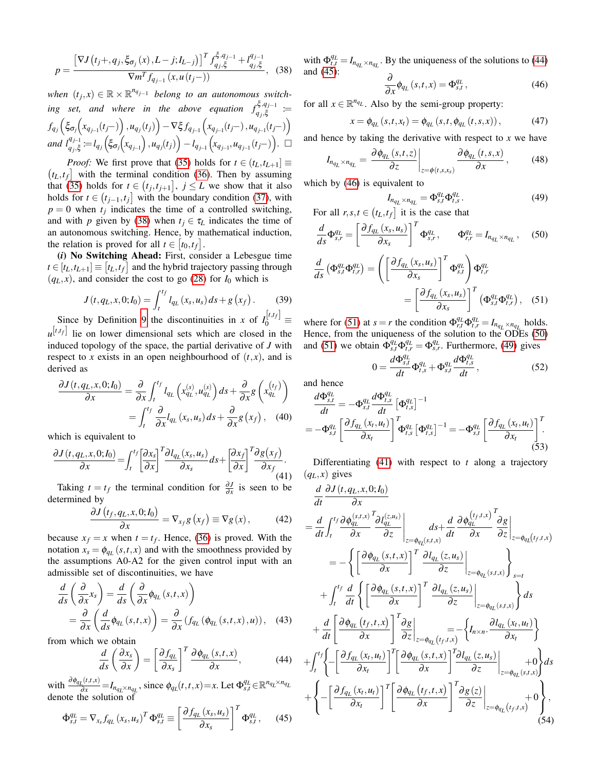$$p=\frac{\left[\nabla J\left(t_j+,q_j,\xi_{\sigma_j}\left(x\right),L-j;I_{L-j}\right)\right]^T f_{q_j,\xi}^{\xi,q_{j-1}}+l_{q_j,\xi}^{q_{j-1}}}{\nabla m^T f_{q_{j-1}}\left(x,u\left(t_j-\right)\right)}, \quad (38)$$

*when* $(t_j,x)\in\mathbb{R}\times\mathbb{R}^{n_{q_{j-1}}}$ *belong to an autonomous switching set, and where in the above equation* $f_{q_j,\xi}^{\xi,q_{j-1}}:=f_{q_j}\left(\xi_{\sigma_j}\left(x_{q_{j-1}}(t_j-)\right),u_{q_j}(t_j)\right)-\nabla\xi f_{q_{j-1}}\left(x_{q_{j-1}}(t_j-),u_{q_{j-1}}(t_j-)\right)$ *and* $l_{q_j,\xi}^{q_{j-1}}:=l_{q_j}\left(\xi_{\sigma_j}\left(x_{q_{j-1}}\right),u_{q_j}(t_j)\right)-l_{q_{j-1}}\left(x_{q_{j-1}},u_{q_{j-1}}(t_j-)\right)$. □

*Proof:* We first prove that (35) holds for $t\in(t_L,t_{L+1}]\equiv(t_L,t_f]$ with the terminal condition (36). Then by assuming that (35) holds for $t\in(t_j,t_{j+1}]$, $j\le L$ we show that it also holds for $t\in(t_{j-1},t_j]$ with the boundary condition (37), with $p=0$ when $t_j$ indicates the time of a controlled switching, and with $p$ given by (38) when $t_j\in\tau_L$ indicates the time of an autonomous switching. Hence, by mathematical induction, the relation is proved for all $t\in[t_0,t_f]$.

***(i)* No Switching Ahead:** First, consider a Lebesgue time $t\in[t_L,t_{L+1}]\equiv[t_L,t_f]$ and the hybrid trajectory passing through $(q_L,x)$, and consider the cost to go (28) for $I_0$ which is

$$J\left(t,q_L,x,0;I_0\right)=\int_t^{t_f}l_{q_L}\left(x_s,u_s\right)ds+g\left(x_f\right). \quad (39)$$

Since by Definition 9 the discontinuities in $x$ of $I_0^{[t,t_f]}\equiv u^{[t,t_f]}$ lie on lower dimensional sets which are closed in the induced topology of the space, the partial derivative of $J$ with respect to $x$ exists in an open neighbourhood of $(t,x)$, and is derived as

$$\begin{aligned}\frac{\partial J\left(t,q_L,x,0;I_0\right)}{\partial x}&=\frac{\partial}{\partial x}\int_t^{t_f}l_{q_L}\left(x_{q_L}^{(s)},u_{q_L}^{(s)}\right)ds+\frac{\partial}{\partial x}g\left(x_{q_L}^{(t_f)}\right)\\&=\int_t^{t_f}\frac{\partial}{\partial x}l_{q_L}\left(x_s,u_s\right)ds+\frac{\partial}{\partial x}g\left(x_f\right), \quad (40)\end{aligned}$$

which is equivalent to

$$\frac{\partial J\left(t,q_L,x,0;I_0\right)}{\partial x}=\int_t^{t_f}\left[\frac{\partial x_s}{\partial x}\right]^T\frac{\partial l_{q_L}(x_s,u_s)}{\partial x_s}ds+\left[\frac{\partial x_f}{\partial x}\right]^T\frac{\partial g\left(x_f\right)}{\partial x_f}. \quad (41)$$

Taking $t=t_f$ the terminal condition for $\frac{\partial J}{\partial x}$ is seen to be determined by

$$\frac{\partial J\left(t_f,q_L,x,0;I_0\right)}{\partial x}=\nabla_{x_f}g\left(x_f\right)\equiv\nabla g\left(x\right), \quad (42)$$

because $x_f=x$ when $t=t_f$. Hence, (36) is proved. With the notation $x_s=\phi_{q_L}(s,t,x)$ and with the smoothness provided by the assumptions A0-A2 for the given control input with an admissible set of discontinuities, we have

$$\begin{aligned}\frac{d}{ds}\left(\frac{\partial}{\partial x}x_s\right)&=\frac{d}{ds}\left(\frac{\partial}{\partial x}\phi_{q_L}\left(s,t,x\right)\right)\\&=\frac{\partial}{\partial x}\left(\frac{d}{ds}\phi_{q_L}\left(s,t,x\right)\right)=\frac{\partial}{\partial x}\left(f_{q_L}\left(\phi_{q_L}\left(s,t,x\right),u\right)\right), \quad (43)\end{aligned}$$

from which we obtain

$$\frac{d}{ds}\left(\frac{\partial x_s}{\partial x}\right)=\left[\frac{\partial f_{q_L}}{\partial x_s}\right]^T\frac{\partial\phi_{q_L}\left(s,t,x\right)}{\partial x}, \quad (44)$$

with $\frac{\partial\phi_{q_L}(t,t,x)}{\partial x}=I_{n_{q_L}\times n_{q_L}}$, since $\phi_{q_L}(t,t,x)=x$. Let $\Phi_{s,t}^{q_L}\in\mathbb{R}^{n_{q_L}\times n_{q_L}}$ denote the solution of

$$\dot{\Phi}_{s,t}^{q_L}=\nabla_{x_s}f_{q_L}\left(x_s,u_s\right)^T\Phi_{s,t}^{q_L}\equiv\left[\frac{\partial f_{q_L}\left(x_s,u_s\right)}{\partial x_s}\right]^T\Phi_{s,t}^{q_L}, \quad (45)$$

with $\Phi_{t,t}^{q_L}=I_{n_{q_L}\times n_{q_L}}$. By the uniqueness of the solutions to (44) and (45):

$$\frac{\partial}{\partial x}\phi_{q_L}\left(s,t,x\right)=\Phi_{s,t}^{q_L}, \quad (46)$$

for all $x\in\mathbb{R}^{n_{q_L}}$. Also by the semi-group property:

$$x=\phi_{q_L}\left(s,t,x_t\right)=\phi_{q_L}\left(s,t,\phi_{q_L}\left(t,s,x\right)\right), \quad (47)$$

and hence by taking the derivative with respect to $x$ we have

$$I_{n_{q_L}\times n_{q_L}}=\left.\frac{\partial\phi_{q_L}\left(s,t,z\right)}{\partial z}\right|_{z=\phi(t,s,x_s)}\frac{\partial\phi_{q_L}\left(t,s,x\right)}{\partial x}, \quad (48)$$

which by (46) is equivalent to

$$I_{n_{q_L}\times n_{q_L}}=\Phi_{s,t}^{q_L}\Phi_{t,s}^{q_L}. \quad (49)$$

For all $r,s,t\in(t_L,t_f]$ it is the case that

$$\frac{d}{ds}\Phi_{s,r}^{q_L}=\left[\frac{\partial f_{q_L}\left(x_s,u_s\right)}{\partial x_s}\right]^T\Phi_{s,r}^{q_L},\qquad\Phi_{r,r}^{q_L}=I_{n_{q_L}\times n_{q_L}}, \quad (50)$$

$$\begin{aligned}\frac{d}{ds}\left(\Phi_{s,t}^{q_L}\Phi_{t,r}^{q_L}\right)&=\left(\left[\frac{\partial f_{q_L}\left(x_s,u_s\right)}{\partial x_s}\right]^T\Phi_{s,t}^{q_L}\right)\Phi_{t,r}^{q_L}\\&=\left[\frac{\partial f_{q_L}\left(x_s,u_s\right)}{\partial x_s}\right]^T\left(\Phi_{s,t}^{q_L}\Phi_{t,r}^{q_L}\right), \quad (51)\end{aligned}$$

where for (51) at $s=r$ the condition $\Phi_{r,t}^{q_L}\Phi_{t,r}^{q_L}=I_{n_{q_L}\times n_{q_L}}$ holds. Hence, from the uniqueness of the solution to the ODEs (50) and (51) we obtain $\Phi_{s,t}^{q_L}\Phi_{t,r}^{q_L}=\Phi_{s,r}^{q_L}$. Furthermore, (49) gives

$$0=\frac{d\Phi_{s,t}^{q_L}}{dt}\Phi_{t,s}^{q_L}+\Phi_{s,t}^{q_L}\frac{d\Phi_{t,s}^{q_L}}{dt}, \quad (52)$$

and hence

$$\begin{aligned}&\frac{d\Phi_{s,t}^{q_L}}{dt}=-\Phi_{s,t}^{q_L}\frac{d\Phi_{t,s}^{q_L}}{dt}\left[\Phi_{t,s}^{q_L}\right]^{-1}\\&=-\Phi_{s,t}^{q_L}\left[\frac{\partial f_{q_L}\left(x_t,u_t\right)}{\partial x_t}\right]^T\Phi_{t,s}^{q_L}\left[\Phi_{t,s}^{q_L}\right]^{-1}=-\Phi_{s,t}^{q_L}\left[\frac{\partial f_{q_L}\left(x_t,u_t\right)}{\partial x_t}\right]^T. \quad (53)\end{aligned}$$

Differentiating (41) with respect to $t$ along a trajectory $(q_L,x)$ gives

$$\begin{aligned}&\frac{d}{dt}\frac{\partial J\left(t,q_L,x,0;I_0\right)}{\partial x}\\&=\frac{d}{dt}\int_t^{t_f}\frac{\partial\phi_{q_L}^{(s,t,x)}}{\partial x}^T\left.\frac{\partial l_{q_L}^{(z,u_s)}}{\partial z}\right|_{z=\phi_{q_L}(s,t,x)}ds+\frac{d}{dt}\frac{\partial\phi_{q_L}^{(t_f,t,x)}}{\partial x}^T\left.\frac{\partial g}{\partial z}\right|_{z=\phi_{q_L}(t_f,t,x)}\\&=-\left\{\left[\frac{\partial\phi_{q_L}\left(s,t,x\right)}{\partial x}\right]^T\left.\frac{\partial l_{q_L}\left(z,u_s\right)}{\partial z}\right|_{z=\phi_{q_L}(s,t,x)}\right\}_{s=t}\\&\quad+\int_t^{t_f}\frac{d}{dt}\left\{\left[\frac{\partial\phi_{q_L}\left(s,t,x\right)}{\partial x}\right]^T\left.\frac{\partial l_{q_L}\left(z,u_s\right)}{\partial z}\right|_{z=\phi_{q_L}(s,t,x)}\right\}ds\\&\quad+\frac{d}{dt}\left[\frac{\partial\phi_{q_L}\left(t_f,t,x\right)}{\partial x}\right]^T\left.\frac{\partial g}{\partial z}\right|_{z=\phi_{q_L}(t_f,t,x)}=-\left\{I_{n\times n}\cdot\frac{\partial l_{q_L}\left(x_t,u_t\right)}{\partial x_t}\right\}\\&+\int_t^{t_f}\left\{-\left[\frac{\partial f_{q_L}\left(x_t,u_t\right)}{\partial x_t}\right]^T\left[\frac{\partial\phi_{q_L}\left(s,t,x\right)}{\partial x}\right]^T\left.\frac{\partial l_{q_L}\left(z,u_s\right)}{\partial z}\right|_{z=\phi_{q_L}(s,t,x)}+0\right\}ds\\&+\left\{-\left[\frac{\partial f_{q_L}\left(x_t,u_t\right)}{\partial x_t}\right]^T\left[\frac{\partial\phi_{q_L}\left(t_f,t,x\right)}{\partial x}\right]^T\left.\frac{\partial g\left(z\right)}{\partial z}\right|_{z=\phi_{q_L}(t_f,t,x)}+0\right\}, \quad (54)\end{aligned}$$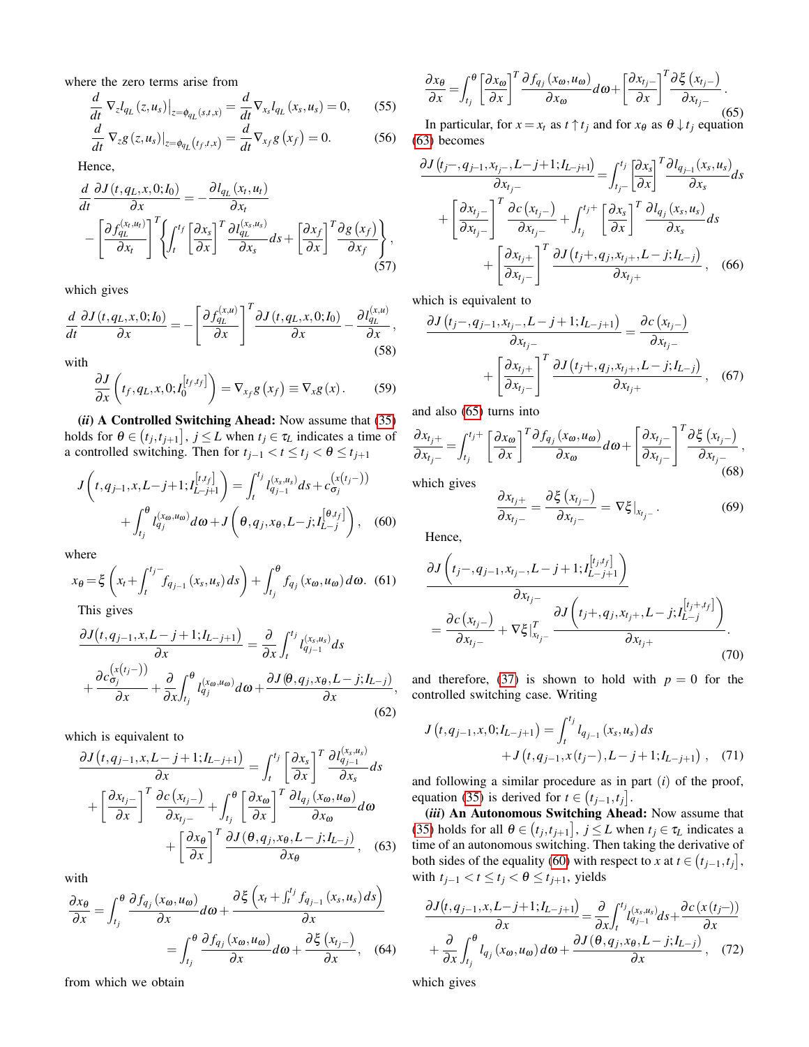where the zero terms arise from

$$\frac{d}{dt}\nabla_z l_{q_L}(z,u_s)\big|_{z=\phi_{q_L}(s,t,x)} = \frac{d}{dt}\nabla_{x_s} l_{q_L}(x_s,u_s) = 0, \quad (55)$$

$$\frac{d}{dt}\nabla_z g(z,u_s)\big|_{z=\phi_{q_L}(t_f,t,x)} = \frac{d}{dt}\nabla_{x_f} g(x_f) = 0. \quad (56)$$

Hence,

$$\frac{d}{dt}\frac{\partial J(t,q_L,x,0;I_0)}{\partial x} = -\frac{\partial l_{q_L}(x_t,u_t)}{\partial x_t} - \left[\frac{\partial f_{q_L}^{(x_t,u_t)}}{\partial x_t}\right]^T \left\{\int_t^{t_f}\left[\frac{\partial x_s}{\partial x}\right]^T \frac{\partial l_{q_L}^{(x_s,u_s)}}{\partial x_s}ds + \left[\frac{\partial x_f}{\partial x}\right]^T \frac{\partial g(x_f)}{\partial x_f}\right\}, \quad (57)$$

which gives

$$\frac{d}{dt}\frac{\partial J(t,q_L,x,0;I_0)}{\partial x} = -\left[\frac{\partial f_{q_L}^{(x,u)}}{\partial x}\right]^T \frac{\partial J(t,q_L,x,0;I_0)}{\partial x} - \frac{\partial l_{q_L}^{(x,u)}}{\partial x}, \quad (58)$$

with

$$\frac{\partial J}{\partial x}\left(t_f,q_L,x,0;I_0^{[t_f,t_f]}\right) = \nabla_{x_f} g(x_f) \equiv \nabla_x g(x). \quad (59)$$

***(ii) A Controlled Switching Ahead:*** Now assume that (35) holds for $\theta \in (t_j, t_{j+1}]$, $j \le L$ when $t_j \in \tau_L$ indicates a time of a controlled switching. Then for $t_{j-1} < t \le t_j < \theta \le t_{j+1}$

$$J\left(t,q_{j-1},x,L-j+1;I_{L-j+1}^{[t,t_f]}\right) = \int_t^{t_j} l_{q_{j-1}}^{(x_s,u_s)}ds + c_{\sigma_j}^{(x(t_j-))} + \int_{t_j}^{\theta} l_{q_j}^{(x_\omega,u_\omega)}d\omega + J\left(\theta,q_j,x_\theta,L-j;I_{L-j}^{[\theta,t_f]}\right), \quad (60)$$

where

$$x_\theta = \xi\left(x_t + \int_t^{t_j-} f_{q_{j-1}}(x_s,u_s)ds\right) + \int_{t_j}^{\theta} f_{q_j}(x_\omega,u_\omega)d\omega. \quad (61)$$

This gives

$$\frac{\partial J(t,q_{j-1},x,L-j+1;I_{L-j+1})}{\partial x} = \frac{\partial}{\partial x}\int_t^{t_j} l_{q_{j-1}}^{(x_s,u_s)}ds + \frac{\partial c_{\sigma_j}^{(x(t_j-))}}{\partial x} + \frac{\partial}{\partial x}\int_{t_j}^{\theta} l_{q_j}^{(x_\omega,u_\omega)}d\omega + \frac{\partial J(\theta,q_j,x_\theta,L-j;I_{L-j})}{\partial x}, \quad (62)$$

which is equivalent to

$$\frac{\partial J(t,q_{j-1},x,L-j+1;I_{L-j+1})}{\partial x} = \int_t^{t_j}\left[\frac{\partial x_s}{\partial x}\right]^T \frac{\partial l_{q_{j-1}}^{(x_s,u_s)}}{\partial x_s}ds + \left[\frac{\partial x_{t_j-}}{\partial x}\right]^T \frac{\partial c(x_{t_j-})}{\partial x_{t_j-}} + \int_{t_j}^{\theta}\left[\frac{\partial x_\omega}{\partial x}\right]^T \frac{\partial l_{q_j}(x_\omega,u_\omega)}{\partial x_\omega}d\omega + \left[\frac{\partial x_\theta}{\partial x}\right]^T \frac{\partial J(\theta,q_j,x_\theta,L-j;I_{L-j})}{\partial x_\theta}, \quad (63)$$

with

$$\frac{\partial x_\theta}{\partial x} = \int_{t_j}^{\theta}\frac{\partial f_{q_j}(x_\omega,u_\omega)}{\partial x}d\omega + \frac{\partial \xi\left(x_t + \int_t^{t_j} f_{q_{j-1}}(x_s,u_s)ds\right)}{\partial x} = \int_{t_j}^{\theta}\frac{\partial f_{q_j}(x_\omega,u_\omega)}{\partial x}d\omega + \frac{\partial \xi(x_{t_j-})}{\partial x}, \quad (64)$$

from which we obtain

$$\frac{\partial x_\theta}{\partial x} = \int_{t_j}^{\theta}\left[\frac{\partial x_\omega}{\partial x}\right]^T \frac{\partial f_{q_j}(x_\omega,u_\omega)}{\partial x_\omega}d\omega + \left[\frac{\partial x_{t_j-}}{\partial x}\right]^T \frac{\partial \xi(x_{t_j-})}{\partial x_{t_j-}}. \quad (65)$$

In particular, for $x = x_t$ as $t \uparrow t_j$ and for $x_\theta$ as $\theta \downarrow t_j$ equation (63) becomes

$$\frac{\partial J(t_j-,q_{j-1},x_{t_j-},L-j+1;I_{L-j+1})}{\partial x_{t_j-}} = \int_{t_j-}^{t_j}\left[\frac{\partial x_s}{\partial x}\right]^T \frac{\partial l_{q_{j-1}}(x_s,u_s)}{\partial x_s}ds + \left[\frac{\partial x_{t_j-}}{\partial x_{t_j-}}\right]^T \frac{\partial c(x_{t_j-})}{\partial x_{t_j-}} + \int_{t_j}^{t_j+}\left[\frac{\partial x_s}{\partial x}\right]^T \frac{\partial l_{q_j}(x_s,u_s)}{\partial x_s}ds + \left[\frac{\partial x_{t_j+}}{\partial x_{t_j-}}\right]^T \frac{\partial J(t_j+,q_j,x_{t_j+},L-j;I_{L-j})}{\partial x_{t_j+}}, \quad (66)$$

which is equivalent to

$$\frac{\partial J(t_j-,q_{j-1},x_{t_j-},L-j+1;I_{L-j+1})}{\partial x_{t_j-}} = \frac{\partial c(x_{t_j-})}{\partial x_{t_j-}} + \left[\frac{\partial x_{t_j+}}{\partial x_{t_j-}}\right]^T \frac{\partial J(t_j+,q_j,x_{t_j+},L-j;I_{L-j})}{\partial x_{t_j+}}, \quad (67)$$

and also (65) turns into

$$\frac{\partial x_{t_j+}}{\partial x_{t_j-}} = \int_{t_j}^{t_j+}\left[\frac{\partial x_\omega}{\partial x}\right]^T \frac{\partial f_{q_j}(x_\omega,u_\omega)}{\partial x_\omega}d\omega + \left[\frac{\partial x_{t_j-}}{\partial x_{t_j-}}\right]^T \frac{\partial \xi(x_{t_j-})}{\partial x_{t_j-}}, \quad (68)$$

which gives

$$\frac{\partial x_{t_j+}}{\partial x_{t_j-}} = \frac{\partial \xi(x_{t_j-})}{\partial x_{t_j-}} = \nabla\xi|_{x_{t_j-}}. \quad (69)$$

Hence,

$$\frac{\partial J\left(t_j-,q_{j-1},x_{t_j-},L-j+1;I_{L-j+1}^{[t_j,t_f]}\right)}{\partial x_{t_j-}} = \frac{\partial c(x_{t_j-})}{\partial x_{t_j-}} + \nabla\xi|_{x_{t_j-}}^T \frac{\partial J\left(t_j+,q_j,x_{t_j+},L-j;I_{L-j}^{[t_j+,t_f]}\right)}{\partial x_{t_j+}}. \quad (70)$$

and therefore, (37) is shown to hold with $p=0$ for the controlled switching case. Writing

$$J(t,q_{j-1},x,0;I_{L-j+1}) = \int_t^{t_j} l_{q_{j-1}}(x_s,u_s)ds + J(t,q_{j-1},x(t_j-),L-j+1;I_{L-j+1}), \quad (71)$$

and following a similar procedure as in part $(i)$ of the proof, equation (35) is derived for $t \in (t_{j-1}, t_j]$.

***(iii) An Autonomous Switching Ahead:*** Now assume that (35) holds for all $\theta \in (t_j, t_{j+1}]$, $j \le L$ when $t_j \in \tau_L$ indicates a time of an autonomous switching. Then taking the derivative of both sides of the equality (60) with respect to $x$ at $t \in (t_{j-1}, t_j]$, with $t_{j-1} < t \le t_j < \theta \le t_{j+1}$, yields

$$\frac{\partial J(t,q_{j-1},x,L-j+1;I_{L-j+1})}{\partial x} = \frac{\partial}{\partial x}\int_t^{t_j} l_{q_{j-1}}^{(x_s,u_s)}ds + \frac{\partial c(x(t_j-))}{\partial x} + \frac{\partial}{\partial x}\int_{t_j}^{\theta} l_{q_j}(x_\omega,u_\omega)d\omega + \frac{\partial J(\theta,q_j,x_\theta,L-j;I_{L-j})}{\partial x}, \quad (72)$$

which gives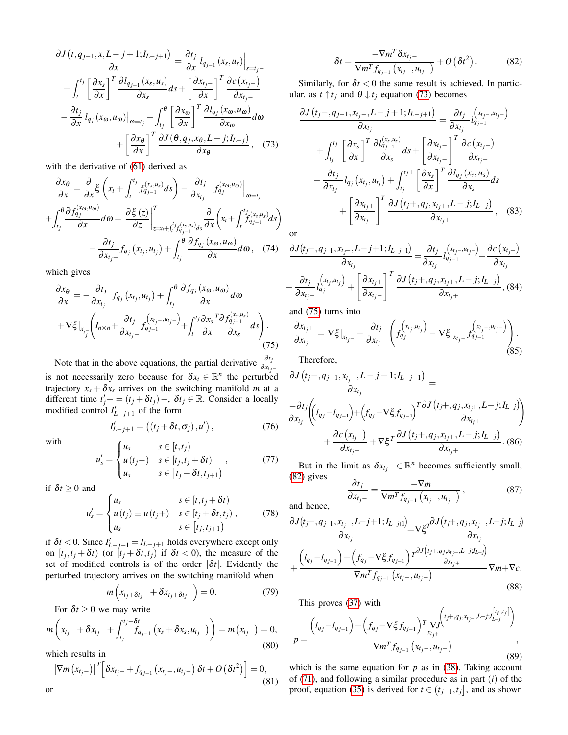$$\frac{\partial J\left(t,q_{j-1},x,L-j+1;I_{L-j+1}\right)}{\partial x}=\frac{\partial t_j}{\partial x}\,l_{q_{j-1}}\left(x_s,u_s\right)\Big|_{s=t_j-}$$
$$+\int_t^{t_j}\left[\frac{\partial x_s}{\partial x}\right]^T\frac{\partial l_{q_{j-1}}\left(x_s,u_s\right)}{\partial x_s}ds+\left[\frac{\partial x_{t_j-}}{\partial x}\right]^T\frac{\partial c\left(x_{t_j-}\right)}{\partial x_{t_j-}}$$
$$-\frac{\partial t_j}{\partial x}\,l_{q_j}\left(x_\omega,u_\omega\right)\big|_{\omega=t_j}+\int_{t_j}^{\theta}\left[\frac{\partial x_\omega}{\partial x}\right]^T\frac{\partial l_{q_j}\left(x_\omega,u_\omega\right)}{\partial x_\omega}d\omega$$
$$+\left[\frac{\partial x_\theta}{\partial x}\right]^T\frac{\partial J\left(\theta,q_j,x_\theta,L-j;I_{L-j}\right)}{\partial x_\theta},\quad(73)$$

with the derivative of (61) derived as

$$\frac{\partial x_\theta}{\partial x}=\frac{\partial}{\partial x}\xi\left(x_t+\int_t^{t_j}f_{q_{j-1}}^{(x_s,u_s)}ds\right)-\frac{\partial t_j}{\partial x_{t_j-}}\,f_{q_j}^{(x_\omega,u_\omega)}\Big|_{\omega=t_j}$$
$$+\int_{t_j}^{\theta}\frac{\partial f_{q_j}^{(x_\omega,u_\omega)}}{\partial x}d\omega=\frac{\partial\xi\left(z\right)}{\partial z}\Bigg|^T_{z=x_t+\int_t^{t_j}f_{q_{j-1}}^{(x_s,u_s)}ds}\frac{\partial}{\partial x}\left(x_t+\int_t^{t_j}f_{q_{j-1}}^{(x_s,u_s)}ds\right)$$
$$-\frac{\partial t_j}{\partial x_{t_j-}}f_{q_j}\left(x_{t_j},u_{t_j}\right)+\int_{t_j}^{\theta}\frac{\partial f_{q_j}\left(x_\omega,u_\omega\right)}{\partial x}d\omega,\quad(74)$$

which gives

$$\frac{\partial x_\theta}{\partial x}=-\frac{\partial t_j}{\partial x_{t_j-}}f_{q_j}\left(x_{t_j},u_{t_j}\right)+\int_{t_j}^{\theta}\frac{\partial f_{q_j}\left(x_\omega,u_\omega\right)}{\partial x}d\omega$$
$$+\nabla\xi|_{x_{t_j^-}}\left(I_{n\times n}+\frac{\partial t_j}{\partial x_{t_j-}}f_{q_{j-1}}^{\left(x_{t_j-},u_{t_j-}\right)}+\int_t^{t_j}\frac{\partial x_s}{\partial x}^T\frac{\partial f_{q_{j-1}}^{(x_s,u_s)}}{\partial x_s}ds\right).\quad(75)$$

Note that in the above equations, the partial derivative $\frac{\partial t_j}{\partial x_{t_j-}}$ is not necessarily zero because for $\delta x_t\in\mathbb{R}^n$ the perturbed trajectory $x_s+\delta x_s$ arrives on the switching manifold $m$ at a different time $t_j'-=(t_j+\delta t_j)-$, $\delta t_j\in\mathbb{R}$. Consider a locally modified control $I_{L-j+1}'$ of the form

$$I_{L-j+1}'=\left(\left(t_j+\delta t,\sigma_j\right),u'\right),\quad(76)$$

with

$$u_s'=\begin{cases}u_s & s\in[t,t_j)\\ u\left(t_j-\right) & s\in[t_j,t_j+\delta t)\\ u_s & s\in\left[t_j+\delta t,t_{j+1}\right)\end{cases},\quad(77)$$

if $\delta t\geq 0$ and

$$u_s'=\begin{cases}u_s & s\in[t,t_j+\delta t)\\ u\left(t_j\right)\equiv u\left(t_j+\right) & s\in\left[t_j+\delta t,t_j\right)\\ u_s & s\in\left[t_j,t_{j+1}\right)\end{cases},\quad(78)$$

if $\delta t<0$. Since $I_{L-j+1}'=I_{L-j+1}$ holds everywhere except only on $[t_j,t_j+\delta t)$ (or $[t_j+\delta t,t_j)$ if $\delta t<0$), the measure of the set of modified controls is of the order $|\delta t|$. Evidently the perturbed trajectory arrives on the switching manifold when

$$m\left(x_{t_j+\delta t_j-}+\delta x_{t_j+\delta t_j-}\right)=0.\quad(79)$$

For $\delta t\geq 0$ we may write

$$m\left(x_{t_j-}+\delta x_{t_j-}+\int_{t_j}^{t_j+\delta t}f_{q_{j-1}}\left(x_s+\delta x_s,u_{t_j-}\right)\right)=m\left(x_{t_j-}\right)=0,\quad(80)$$

which results in

$$\left[\nabla m\left(x_{t_j-}\right)\right]^T\left[\delta x_{t_j-}+f_{q_{j-1}}\left(x_{t_j-},u_{t_j-}\right)\delta t+O\left(\delta t^2\right)\right]=0,\quad(81)$$

or

$$\delta t=\frac{-\nabla m^T\delta x_{t_j-}}{\nabla m^T f_{q_{j-1}}\left(x_{t_j-},u_{t_j-}\right)}+O\left(\delta t^2\right).\quad(82)$$

Similarly, for $\delta t<0$ the same result is achieved. In particular, as $t\uparrow t_j$ and $\theta\downarrow t_j$ equation (73) becomes

$$\frac{\partial J\left(t_j-,q_{j-1},x_{t_j-},L-j+1;I_{L-j+1}\right)}{\partial x_{t_j-}}=\frac{\partial t_j}{\partial x_{t_j-}}l_{q_{j-1}}^{\left(x_{t_j-},u_{t_j-}\right)}$$
$$+\int_{t_j-}^{t_j}\left[\frac{\partial x_s}{\partial x}\right]^T\frac{\partial l_{q_{j-1}}^{(x_s,u_s)}}{\partial x_s}ds+\left[\frac{\partial x_{t_j-}}{\partial x_{t_j-}}\right]^T\frac{\partial c\left(x_{t_j-}\right)}{\partial x_{t_j-}}$$
$$-\frac{\partial t_j}{\partial x_{t_j-}}l_{q_j}\left(x_{t_j},u_{t_j}\right)+\int_{t_j}^{t_j+}\left[\frac{\partial x_s}{\partial x}\right]^T\frac{\partial l_{q_j}\left(x_s,u_s\right)}{\partial x_s}ds$$
$$+\left[\frac{\partial x_{t_j+}}{\partial x_{t_j-}}\right]^T\frac{\partial J\left(t_j+,q_j,x_{t_j+},L-j;I_{L-j}\right)}{\partial x_{t_j+}},\quad(83)$$

or

$$\frac{\partial J\left(t_j-,q_{j-1},x_{t_j-},L-j+1;I_{L-j+1}\right)}{\partial x_{t_j-}}=\frac{\partial t_j}{\partial x_{t_j-}}l_{q_{j-1}}^{\left(x_{t_j-},u_{t_j-}\right)}+\frac{\partial c\left(x_{t_j-}\right)}{\partial x_{t_j-}}$$
$$-\frac{\partial t_j}{\partial x_{t_j-}}l_{q_j}^{\left(x_{t_j},u_{t_j}\right)}+\left[\frac{\partial x_{t_j+}}{\partial x_{t_j-}}\right]^T\frac{\partial J\left(t_j+,q_j,x_{t_j+},L-j;I_{L-j}\right)}{\partial x_{t_j+}},\ (84)$$

and (75) turns into

$$\frac{\partial x_{t_j+}}{\partial x_{t_j-}}=\nabla\xi|_{x_{t_j-}}-\frac{\partial t_j}{\partial x_{t_j-}}\left(f_{q_j}^{\left(x_{t_j},u_{t_j}\right)}-\nabla\xi|_{x_{t_j-}}f_{q_{j-1}}^{\left(x_{t_j-},u_{t_j-}\right)}\right).\quad(85)$$

Therefore,

$$\frac{\partial J\left(t_j-,q_{j-1},x_{t_j-},L-j+1;I_{L-j+1}\right)}{\partial x_{t_j-}}=$$
$$\frac{-\partial t_j}{\partial x_{t_j-}}\left(\left(l_{q_j}-l_{q_{j-1}}\right)+\left(f_{q_j}-\nabla\xi f_{q_{j-1}}\right)^T\frac{\partial J\left(t_j+,q_j,x_{t_j+},L-j;I_{L-j}\right)}{\partial x_{t_j+}}\right)$$
$$+\frac{\partial c\left(x_{t_j-}\right)}{\partial x_{t_j-}}+\nabla\xi^T\frac{\partial J\left(t_j+,q_j,x_{t_j+},L-j;I_{L-j}\right)}{\partial x_{t_j+}}.\ (86)$$

But in the limit as $\delta x_{t_j-}\in\mathbb{R}^n$ becomes sufficiently small, (82) gives

$$\frac{\partial t_j}{\partial x_{t_j-}}=\frac{-\nabla m}{\nabla m^T f_{q_{j-1}}\left(x_{t_j-},u_{t_j-}\right)},\quad(87)$$

and hence,

$$\frac{\partial J\left(t_j-,q_{j-1},x_{t_j-},L-j+1;I_{L-j+1}\right)}{\partial x_{t_j-}}=\nabla\xi^T\frac{\partial J\left(t_j+,q_j,x_{t_j+},L-j;I_{L-j}\right)}{\partial x_{t_j+}}$$
$$+\frac{\left(l_{q_j}-l_{q_{j-1}}\right)+\left(f_{q_j}-\nabla\xi f_{q_{j-1}}\right)^T\frac{\partial J\left(t_j+,q_j,x_{t_j+},L-j;I_{L-j}\right)}{\partial x_{t_j+}}}{\nabla m^T f_{q_{j-1}}\left(x_{t_j-},u_{t_j-}\right)}\nabla m+\nabla c.$$
$$(88)$$

This proves (37) with

$$p=\frac{\left(l_{q_j}-l_{q_{j-1}}\right)+\left(f_{q_j}-\nabla\xi f_{q_{j-1}}\right)^T\nabla_{x_{t_j+}}J\left(t_j+,q_j,x_{t_j+},L-j;I_{L-j}^{[t_j,t_f]}\right)}{\nabla m^T f_{q_{j-1}}\left(x_{t_j-},u_{t_j-}\right)},$$
$$(89)$$

which is the same equation for $p$ as in (38). Taking account of (71), and following a similar procedure as in part $(i)$ of the proof, equation (35) is derived for $t\in\left(t_{j-1},t_j\right]$, and as shown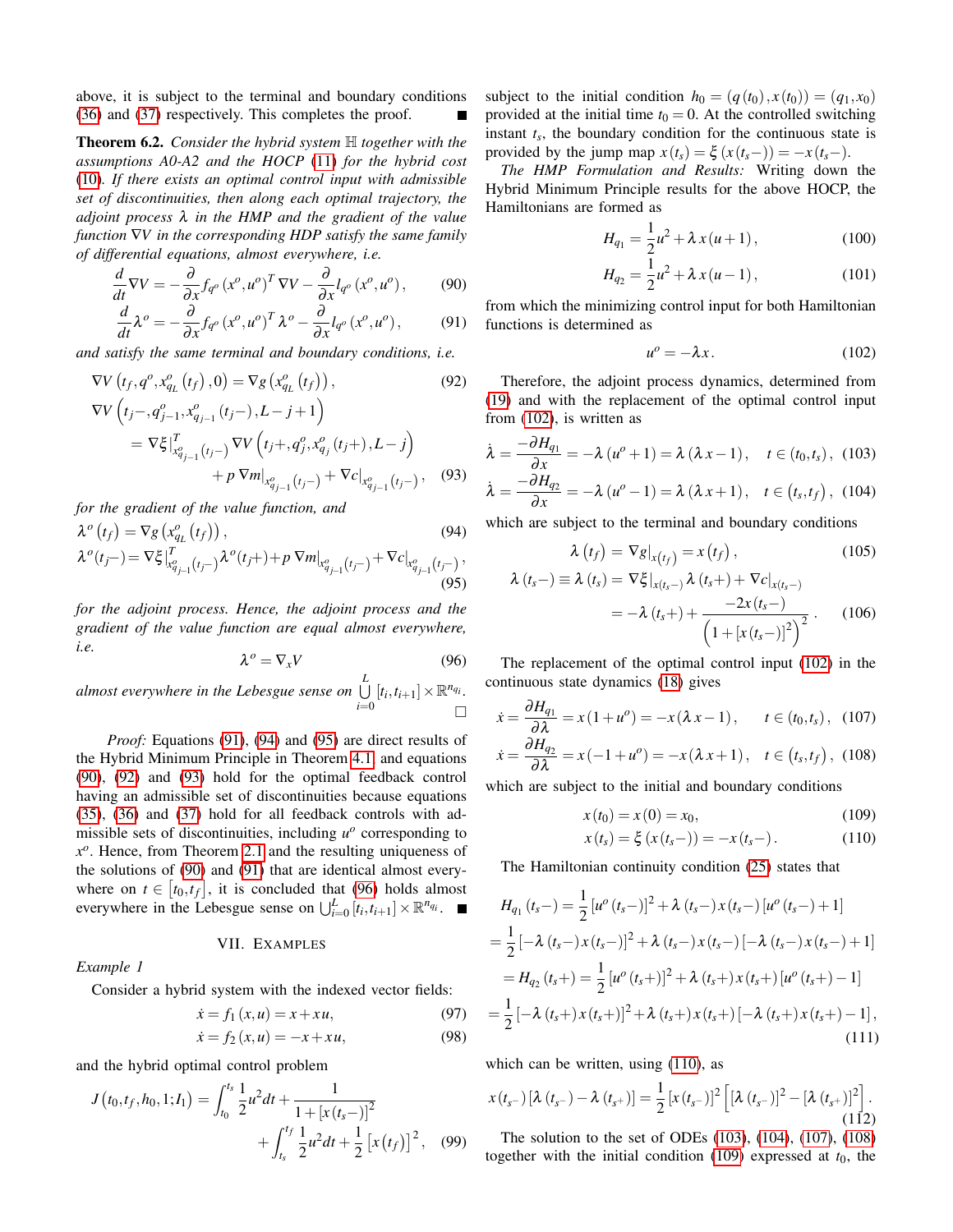above, it is subject to the terminal and boundary conditions (36) and (37) respectively. This completes the proof. ■

**Theorem 6.2.** *Consider the hybrid system $\mathbb{H}$ together with the assumptions A0-A2 and the HOCP (11) for the hybrid cost (10). If there exists an optimal control input with admissible set of discontinuities, then along each optimal trajectory, the adjoint process $\lambda$ in the HMP and the gradient of the value function $\nabla V$ in the corresponding HDP satisfy the same family of differential equations, almost everywhere, i.e.*

$$\frac{d}{dt}\nabla V = -\frac{\partial}{\partial x} f_{q^o}\left(x^o, u^o\right)^T \nabla V - \frac{\partial}{\partial x} l_{q^o}\left(x^o, u^o\right), \tag{90}$$

$$\frac{d}{dt}\lambda^o = -\frac{\partial}{\partial x} f_{q^o}\left(x^o, u^o\right)^T \lambda^o - \frac{\partial}{\partial x} l_{q^o}\left(x^o, u^o\right), \tag{91}$$

*and satisfy the same terminal and boundary conditions, i.e.*

$$\nabla V\left(t_f, q^o, x^o_{q_L}\left(t_f\right), 0\right) = \nabla g\left(x^o_{q_L}\left(t_f\right)\right), \tag{92}$$

$$\begin{aligned}\nabla V &\left(t_j-, q^o_{j-1}, x^o_{q_{j-1}}\left(t_j-\right), L-j+1\right) \\ &= \nabla \xi\big|^T_{x^o_{q_{j-1}}(t_j-)} \nabla V\left(t_j+, q^o_j, x^o_{q_j}\left(t_j+\right), L-j\right) \\ &\quad + p\, \nabla m\big|_{x^o_{q_{j-1}}(t_j-)} + \nabla c\big|_{x^o_{q_{j-1}}(t_j-)},\end{aligned} \tag{93}$$

*for the gradient of the value function, and*

$$\lambda^o\left(t_f\right) = \nabla g\left(x^o_{q_L}\left(t_f\right)\right), \tag{94}$$

$$\lambda^o(t_j-) = \nabla \xi\big|^T_{x^o_{q_{j-1}}(t_j-)} \lambda^o(t_j+) + p\, \nabla m\big|_{x^o_{q_{j-1}}(t_j-)} + \nabla c\big|_{x^o_{q_{j-1}}(t_j-)}, \tag{95}$$

*for the adjoint process. Hence, the adjoint process and the gradient of the value function are equal almost everywhere, i.e.*

$$\lambda^o = \nabla_x V \tag{96}$$

*almost everywhere in the Lebesgue sense on $\bigcup_{i=0}^{L}\left[t_i, t_{i+1}\right] \times \mathbb{R}^{n_{q_i}}$.* □

*Proof:* Equations (91), (94) and (95) are direct results of the Hybrid Minimum Principle in Theorem 4.1, and equations (90), (92) and (93) hold for the optimal feedback control having an admissible set of discontinuities because equations (35), (36) and (37) hold for all feedback controls with admissible sets of discontinuities, including $u^o$ corresponding to $x^o$. Hence, from Theorem 2.1 and the resulting uniqueness of the solutions of (90) and (91) that are identical almost everywhere on $t \in \left[t_0, t_f\right]$, it is concluded that (96) holds almost everywhere in the Lebesgue sense on $\bigcup_{i=0}^{L}\left[t_i, t_{i+1}\right] \times \mathbb{R}^{n_{q_i}}$. ■

## VII. Examples

*Example 1*

Consider a hybrid system with the indexed vector fields:

$$\dot{x} = f_1(x, u) = x + xu, \tag{97}$$

$$\dot{x} = f_2(x, u) = -x + xu, \tag{98}$$

and the hybrid optimal control problem

$$J\left(t_0, t_f, h_0, 1; I_1\right) = \int_{t_0}^{t_s} \frac{1}{2}u^2 dt + \frac{1}{1 + \left[x\left(t_s-\right)\right]^2} + \int_{t_s}^{t_f} \frac{1}{2}u^2 dt + \frac{1}{2}\left[x\left(t_f\right)\right]^2, \tag{99}$$

subject to the initial condition $h_0 = \left(q\left(t_0\right), x\left(t_0\right)\right) = \left(q_1, x_0\right)$ provided at the initial time $t_0 = 0$. At the controlled switching instant $t_s$, the boundary condition for the continuous state is provided by the jump map $x\left(t_s\right) = \xi\left(x\left(t_s-\right)\right) = -x\left(t_s-\right)$.

*The HMP Formulation and Results:* Writing down the Hybrid Minimum Principle results for the above HOCP, the Hamiltonians are formed as

$$H_{q_1} = \frac{1}{2}u^2 + \lambda x\left(u + 1\right), \tag{100}$$

$$H_{q_2} = \frac{1}{2}u^2 + \lambda x\left(u - 1\right), \tag{101}$$

from which the minimizing control input for both Hamiltonian functions is determined as

$$u^o = -\lambda x. \tag{102}$$

Therefore, the adjoint process dynamics, determined from (19) and with the replacement of the optimal control input from (102), is written as

$$\dot{\lambda} = \frac{-\partial H_{q_1}}{\partial x} = -\lambda\left(u^o + 1\right) = \lambda\left(\lambda x - 1\right), \quad t \in \left(t_0, t_s\right), \tag{103}$$

$$\dot{\lambda} = \frac{-\partial H_{q_2}}{\partial x} = -\lambda\left(u^o - 1\right) = \lambda\left(\lambda x + 1\right), \quad t \in \left(t_s, t_f\right), \tag{104}$$

which are subject to the terminal and boundary conditions

$$\lambda\left(t_f\right) = \nabla g\big|_{x\left(t_f\right)} = x\left(t_f\right), \tag{105}$$

$$\begin{aligned}\lambda\left(t_s-\right) \equiv \lambda\left(t_s\right) &= \nabla \xi\big|_{x\left(t_s-\right)} \lambda\left(t_s+\right) + \nabla c\big|_{x\left(t_s-\right)} \\ &= -\lambda\left(t_s+\right) + \frac{-2x\left(t_s-\right)}{\left(1 + \left[x\left(t_s-\right)\right]^2\right)^2}.\end{aligned} \tag{106}$$

The replacement of the optimal control input (102) in the continuous state dynamics (18) gives

$$\dot{x} = \frac{\partial H_{q_1}}{\partial \lambda} = x\left(1 + u^o\right) = -x\left(\lambda x - 1\right), \quad t \in \left(t_0, t_s\right), \tag{107}$$

$$\dot{x} = \frac{\partial H_{q_2}}{\partial \lambda} = x\left(-1 + u^o\right) = -x\left(\lambda x + 1\right), \quad t \in \left(t_s, t_f\right), \tag{108}$$

which are subject to the initial and boundary conditions

$$x\left(t_0\right) = x\left(0\right) = x_0, \tag{109}$$

$$x\left(t_s\right) = \xi\left(x\left(t_s-\right)\right) = -x\left(t_s-\right). \tag{110}$$

The Hamiltonian continuity condition (25) states that

$$\begin{aligned}H_{q_1}&\left(t_s-\right) = \frac{1}{2}\left[u^o\left(t_s-\right)\right]^2 + \lambda\left(t_s-\right)x\left(t_s-\right)\left[u^o\left(t_s-\right) + 1\right] \\ &= \frac{1}{2}\left[-\lambda\left(t_s-\right)x\left(t_s-\right)\right]^2 + \lambda\left(t_s-\right)x\left(t_s-\right)\left[-\lambda\left(t_s-\right)x\left(t_s-\right) + 1\right] \\ &= H_{q_2}\left(t_s+\right) = \frac{1}{2}\left[u^o\left(t_s+\right)\right]^2 + \lambda\left(t_s+\right)x\left(t_s+\right)\left[u^o\left(t_s+\right) - 1\right] \\ &= \frac{1}{2}\left[-\lambda\left(t_s+\right)x\left(t_s+\right)\right]^2 + \lambda\left(t_s+\right)x\left(t_s+\right)\left[-\lambda\left(t_s+\right)x\left(t_s+\right) - 1\right],\end{aligned} \tag{111}$$

which can be written, using (110), as

$$x\left(t_{s^-}\right)\left[\lambda\left(t_{s^-}\right) - \lambda\left(t_{s^+}\right)\right] = \frac{1}{2}\left[x\left(t_{s^-}\right)\right]^2\left[\left[\lambda\left(t_{s^-}\right)\right]^2 - \left[\lambda\left(t_{s^+}\right)\right]^2\right]. \tag{112}$$

The solution to the set of ODEs (103), (104), (107), (108) together with the initial condition (109) expressed at $t_0$, the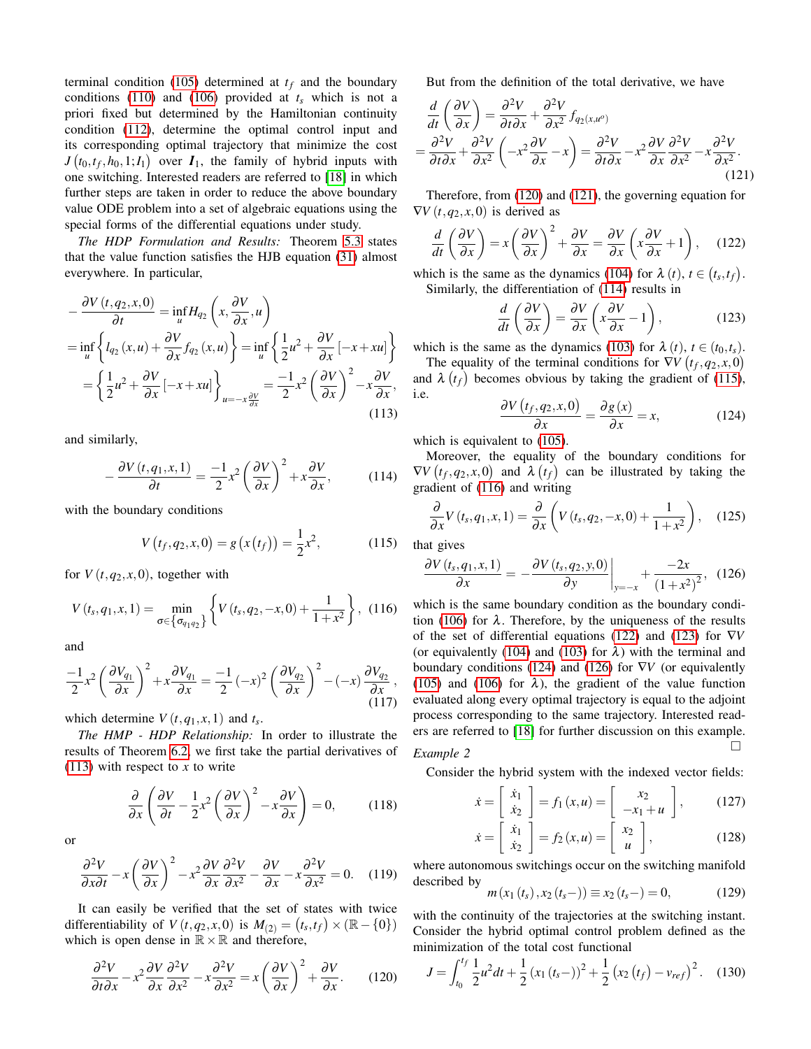terminal condition (105) determined at $t_f$ and the boundary conditions (110) and (106) provided at $t_s$ which is not a priori fixed but determined by the Hamiltonian continuity condition (112), determine the optimal control input and its corresponding optimal trajectory that minimize the cost $J\left(t_0,t_f,h_0,1;I_1\right)$ over $\boldsymbol{I}_1$, the family of hybrid inputs with one switching. Interested readers are referred to [18] in which further steps are taken in order to reduce the above boundary value ODE problem into a set of algebraic equations using the special forms of the differential equations under study.

*The HDP Formulation and Results:* Theorem 5.3 states that the value function satisfies the HJB equation (31) almost everywhere. In particular,

$$
\begin{aligned}
&-\frac{\partial V\left(t,q_2,x,0\right)}{\partial t} = \inf_u H_{q_2}\left(x,\frac{\partial V}{\partial x},u\right) \\
&= \inf_u \left\{ l_{q_2}\left(x,u\right) + \frac{\partial V}{\partial x} f_{q_2}\left(x,u\right)\right\} = \inf_u \left\{\frac{1}{2}u^2 + \frac{\partial V}{\partial x}\left[-x+xu\right]\right\} \\
&= \left\{\frac{1}{2}u^2 + \frac{\partial V}{\partial x}\left[-x+xu\right]\right\}_{u=-x\frac{\partial V}{\partial x}} = \frac{-1}{2}x^2\left(\frac{\partial V}{\partial x}\right)^2 - x\frac{\partial V}{\partial x},
\end{aligned}
\tag{113}
$$

and similarly,

$$
-\frac{\partial V\left(t,q_1,x,1\right)}{\partial t} = \frac{-1}{2}x^2\left(\frac{\partial V}{\partial x}\right)^2 + x\frac{\partial V}{\partial x}, \tag{114}
$$

with the boundary conditions

$$
V\left(t_f,q_2,x,0\right) = g\left(x\left(t_f\right)\right) = \frac{1}{2}x^2, \tag{115}
$$

for $V\left(t,q_2,x,0\right)$, together with

$$
V\left(t_s,q_1,x,1\right) = \min_{\sigma\in\left\{\sigma_{q_1q_2}\right\}}\left\{V\left(t_s,q_2,-x,0\right) + \frac{1}{1+x^2}\right\}, \tag{116}
$$

and

$$
\frac{-1}{2}x^2\left(\frac{\partial V_{q_1}}{\partial x}\right)^2 + x\frac{\partial V_{q_1}}{\partial x} = \frac{-1}{2}\left(-x\right)^2\left(\frac{\partial V_{q_2}}{\partial x}\right)^2 - \left(-x\right)\frac{\partial V_{q_2}}{\partial x}, \tag{117}
$$

which determine $V\left(t,q_1,x,1\right)$ and $t_s$.

*The HMP - HDP Relationship:* In order to illustrate the results of Theorem 6.2, we first take the partial derivatives of (113) with respect to $x$ to write

$$
\frac{\partial}{\partial x}\left(\frac{\partial V}{\partial t} - \frac{1}{2}x^2\left(\frac{\partial V}{\partial x}\right)^2 - x\frac{\partial V}{\partial x}\right) = 0, \tag{118}
$$

or

$$
\frac{\partial^2 V}{\partial x\partial t} - x\left(\frac{\partial V}{\partial x}\right)^2 - x^2\frac{\partial V}{\partial x}\frac{\partial^2 V}{\partial x^2} - \frac{\partial V}{\partial x} - x\frac{\partial^2 V}{\partial x^2} = 0. \tag{119}
$$

It can easily be verified that the set of states with twice differentiability of $V\left(t,q_2,x,0\right)$ is $M_{(2)} = \left(t_s,t_f\right)\times\left(\mathbb{R}-\{0\}\right)$ which is open dense in $\mathbb{R}\times\mathbb{R}$ and therefore,

$$
\frac{\partial^2 V}{\partial t\partial x} - x^2\frac{\partial V}{\partial x}\frac{\partial^2 V}{\partial x^2} - x\frac{\partial^2 V}{\partial x^2} = x\left(\frac{\partial V}{\partial x}\right)^2 + \frac{\partial V}{\partial x}. \tag{120}
$$

But from the definition of the total derivative, we have

$$
\begin{aligned}
&\frac{d}{dt}\left(\frac{\partial V}{\partial x}\right) = \frac{\partial^2 V}{\partial t\partial x} + \frac{\partial^2 V}{\partial x^2} f_{q_2\left(x,u^o\right)} \\
&= \frac{\partial^2 V}{\partial t\partial x} + \frac{\partial^2 V}{\partial x^2}\left(-x^2\frac{\partial V}{\partial x} - x\right) = \frac{\partial^2 V}{\partial t\partial x} - x^2\frac{\partial V}{\partial x}\frac{\partial^2 V}{\partial x^2} - x\frac{\partial^2 V}{\partial x^2}.
\end{aligned}
\tag{121}
$$

Therefore, from (120) and (121), the governing equation for $\nabla V\left(t,q_2,x,0\right)$ is derived as

$$
\frac{d}{dt}\left(\frac{\partial V}{\partial x}\right) = x\left(\frac{\partial V}{\partial x}\right)^2 + \frac{\partial V}{\partial x} = \frac{\partial V}{\partial x}\left(x\frac{\partial V}{\partial x} + 1\right), \tag{122}
$$

which is the same as the dynamics (104) for $\lambda\left(t\right)$, $t\in\left(t_s,t_f\right)$.

Similarly, the differentiation of (114) results in

$$
\frac{d}{dt}\left(\frac{\partial V}{\partial x}\right) = \frac{\partial V}{\partial x}\left(x\frac{\partial V}{\partial x} - 1\right), \tag{123}
$$

which is the same as the dynamics (103) for $\lambda\left(t\right)$, $t\in\left(t_0,t_s\right)$.

The equality of the terminal conditions for $\nabla V\left(t_f,q_2,x,0\right)$ and $\lambda\left(t_f\right)$ becomes obvious by taking the gradient of (115), i.e.

$$
\frac{\partial V\left(t_f,q_2,x,0\right)}{\partial x} = \frac{\partial g\left(x\right)}{\partial x} = x, \tag{124}
$$

which is equivalent to (105).

Moreover, the equality of the boundary conditions for $\nabla V\left(t_f,q_2,x,0\right)$ and $\lambda\left(t_f\right)$ can be illustrated by taking the gradient of (116) and writing

$$
\frac{\partial}{\partial x}V\left(t_s,q_1,x,1\right) = \frac{\partial}{\partial x}\left(V\left(t_s,q_2,-x,0\right) + \frac{1}{1+x^2}\right), \tag{125}
$$

that gives

$$
\frac{\partial V\left(t_s,q_1,x,1\right)}{\partial x} = -\left.\frac{\partial V\left(t_s,q_2,y,0\right)}{\partial y}\right|_{y=-x} + \frac{-2x}{\left(1+x^2\right)^2}, \tag{126}
$$

which is the same boundary condition as the boundary condition (106) for $\lambda$. Therefore, by the uniqueness of the results of the set of differential equations (122) and (123) for $\nabla V$ (or equivalently (104) and (103) for $\lambda$) with the terminal and boundary conditions (124) and (126) for $\nabla V$ (or equivalently (105) and (106) for $\lambda$), the gradient of the value function evaluated along every optimal trajectory is equal to the adjoint process corresponding to the same trajectory. Interested readers are referred to [18] for further discussion on this example. □

*Example 2*

Consider the hybrid system with the indexed vector fields:

$$
\dot{x} = \begin{bmatrix}\dot{x}_1\\ \dot{x}_2\end{bmatrix} = f_1\left(x,u\right) = \begin{bmatrix}x_2\\ -x_1+u\end{bmatrix}, \tag{127}
$$

$$
\dot{x} = \begin{bmatrix}\dot{x}_1\\ \dot{x}_2\end{bmatrix} = f_2\left(x,u\right) = \begin{bmatrix}x_2\\ u\end{bmatrix}, \tag{128}
$$

where autonomous switchings occur on the switching manifold described by

$$
m\left(x_1\left(t_s\right),x_2\left(t_s-\right)\right) \equiv x_2\left(t_s-\right) = 0, \tag{129}
$$

with the continuity of the trajectories at the switching instant. Consider the hybrid optimal control problem defined as the minimization of the total cost functional

$$
J = \int_{t_0}^{t_f}\frac{1}{2}u^2 dt + \frac{1}{2}\left(x_1\left(t_s-\right)\right)^2 + \frac{1}{2}\left(x_2\left(t_f\right) - v_{ref}\right)^2. \tag{130}
$$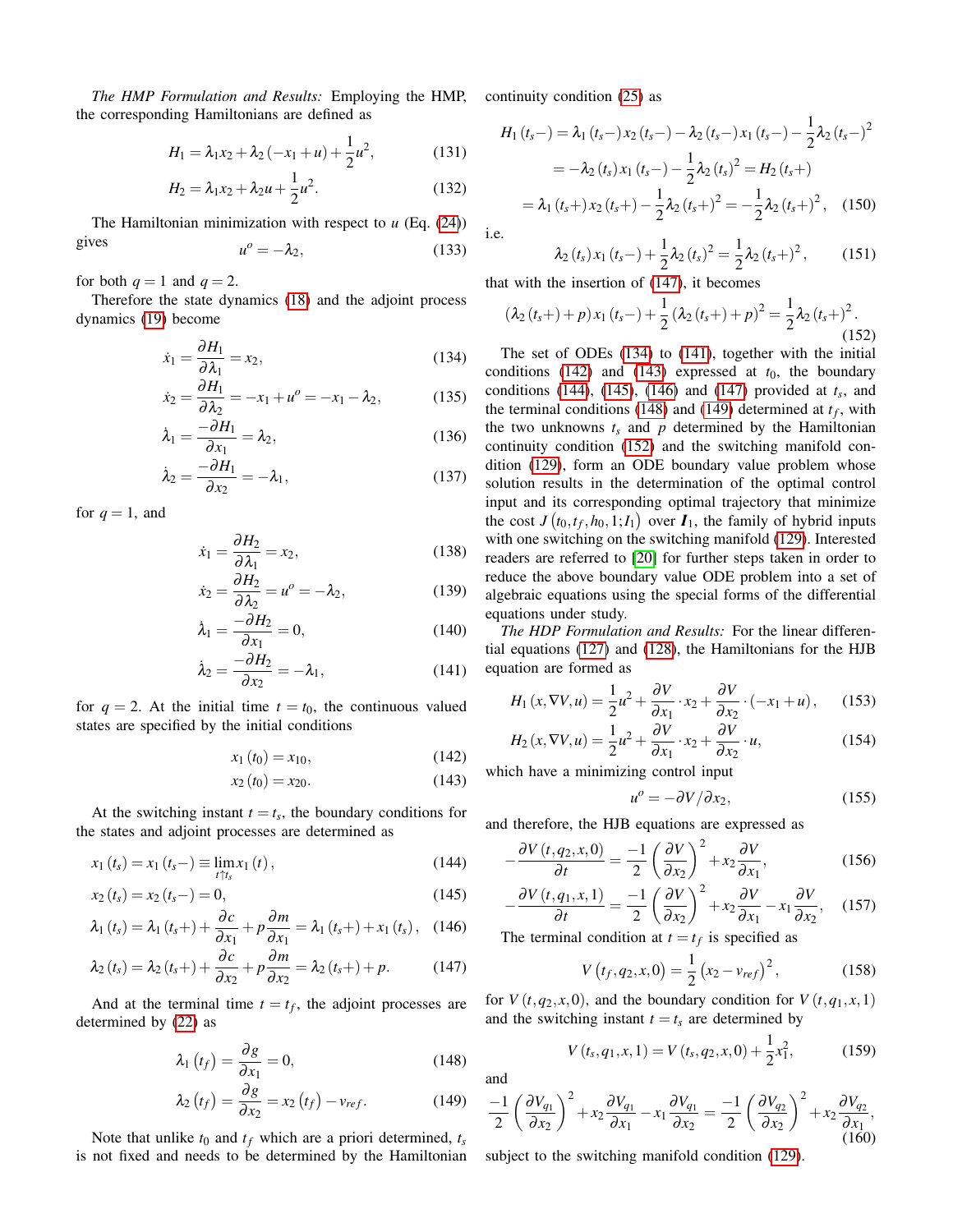*The HMP Formulation and Results:* Employing the HMP, the corresponding Hamiltonians are defined as

$$H_1 = \lambda_1 x_2 + \lambda_2 (-x_1 + u) + \frac{1}{2}u^2, \tag{131}$$

$$H_2 = \lambda_1 x_2 + \lambda_2 u + \frac{1}{2}u^2. \tag{132}$$

The Hamiltonian minimization with respect to $u$ (Eq. (24)) gives

$$u^o = -\lambda_2, \tag{133}$$

for both $q=1$ and $q=2$.

Therefore the state dynamics (18) and the adjoint process dynamics (19) become

$$\dot{x}_1 = \frac{\partial H_1}{\partial \lambda_1} = x_2, \tag{134}$$

$$\dot{x}_2 = \frac{\partial H_1}{\partial \lambda_2} = -x_1 + u^o = -x_1 - \lambda_2, \tag{135}$$

$$\dot{\lambda}_1 = \frac{-\partial H_1}{\partial x_1} = \lambda_2, \tag{136}$$

$$\dot{\lambda}_2 = \frac{-\partial H_1}{\partial x_2} = -\lambda_1, \tag{137}$$

for $q=1$, and

$$\dot{x}_1 = \frac{\partial H_2}{\partial \lambda_1} = x_2, \tag{138}$$

$$\dot{x}_2 = \frac{\partial H_2}{\partial \lambda_2} = u^o = -\lambda_2, \tag{139}$$

$$\dot{\lambda}_1 = \frac{-\partial H_2}{\partial x_1} = 0, \tag{140}$$

$$\dot{\lambda}_2 = \frac{-\partial H_2}{\partial x_2} = -\lambda_1, \tag{141}$$

for $q=2$. At the initial time $t=t_0$, the continuous valued states are specified by the initial conditions

$$x_1(t_0) = x_{10}, \tag{142}$$

$$x_2(t_0) = x_{20}. \tag{143}$$

At the switching instant $t=t_s$, the boundary conditions for the states and adjoint processes are determined as

$$x_1(t_s) = x_1(t_s-) \equiv \lim_{t \uparrow t_s} x_1(t), \tag{144}$$

$$x_2(t_s) = x_2(t_s-) = 0, \tag{145}$$

$$\lambda_1(t_s) = \lambda_1(t_s+) + \frac{\partial c}{\partial x_1} + p\frac{\partial m}{\partial x_1} = \lambda_1(t_s+) + x_1(t_s), \tag{146}$$

$$\lambda_2(t_s) = \lambda_2(t_s+) + \frac{\partial c}{\partial x_2} + p\frac{\partial m}{\partial x_2} = \lambda_2(t_s+) + p. \tag{147}$$

And at the terminal time $t=t_f$, the adjoint processes are determined by (22) as

$$\lambda_1(t_f) = \frac{\partial g}{\partial x_1} = 0, \tag{148}$$

$$\lambda_2(t_f) = \frac{\partial g}{\partial x_2} = x_2(t_f) - v_{ref}. \tag{149}$$

Note that unlike $t_0$ and $t_f$ which are a priori determined, $t_s$ is not fixed and needs to be determined by the Hamiltonian continuity condition (25) as

$$\begin{aligned} H_1(t_s-) &= \lambda_1(t_s-)x_2(t_s-) - \lambda_2(t_s-)x_1(t_s-) - \frac{1}{2}\lambda_2(t_s-)^2 \\ &= -\lambda_2(t_s)x_1(t_s-) - \frac{1}{2}\lambda_2(t_s)^2 = H_2(t_s+) \\ &= \lambda_1(t_s+)x_2(t_s+) - \frac{1}{2}\lambda_2(t_s+)^2 = -\frac{1}{2}\lambda_2(t_s+)^2, \end{aligned} \tag{150}$$

i.e.

$$\lambda_2(t_s)x_1(t_s-) + \frac{1}{2}\lambda_2(t_s)^2 = \frac{1}{2}\lambda_2(t_s+)^2, \tag{151}$$

that with the insertion of (147), it becomes

$$(\lambda_2(t_s+) + p)x_1(t_s-) + \frac{1}{2}(\lambda_2(t_s+) + p)^2 = \frac{1}{2}\lambda_2(t_s+)^2. \tag{152}$$

The set of ODEs (134) to (141), together with the initial conditions (142) and (143) expressed at $t_0$, the boundary conditions (144), (145), (146) and (147) provided at $t_s$, and the terminal conditions (148) and (149) determined at $t_f$, with the two unknowns $t_s$ and $p$ determined by the Hamiltonian continuity condition (152) and the switching manifold condition (129), form an ODE boundary value problem whose solution results in the determination of the optimal control input and its corresponding optimal trajectory that minimize the cost $J(t_0, t_f, h_0, 1; I_1)$ over $\boldsymbol{I}_1$, the family of hybrid inputs with one switching on the switching manifold (129). Interested readers are referred to [20] for further steps taken in order to reduce the above boundary value ODE problem into a set of algebraic equations using the special forms of the differential equations under study.

*The HDP Formulation and Results:* For the linear differential equations (127) and (128), the Hamiltonians for the HJB equation are formed as

$$H_1(x, \nabla V, u) = \frac{1}{2}u^2 + \frac{\partial V}{\partial x_1}\cdot x_2 + \frac{\partial V}{\partial x_2}\cdot(-x_1 + u), \tag{153}$$

$$H_2(x, \nabla V, u) = \frac{1}{2}u^2 + \frac{\partial V}{\partial x_1}\cdot x_2 + \frac{\partial V}{\partial x_2}\cdot u, \tag{154}$$

which have a minimizing control input

$$u^o = -\partial V / \partial x_2, \tag{155}$$

and therefore, the HJB equations are expressed as

$$-\frac{\partial V(t, q_2, x, 0)}{\partial t} = \frac{-1}{2}\left(\frac{\partial V}{\partial x_2}\right)^2 + x_2\frac{\partial V}{\partial x_1}, \tag{156}$$

$$-\frac{\partial V(t, q_1, x, 1)}{\partial t} = \frac{-1}{2}\left(\frac{\partial V}{\partial x_2}\right)^2 + x_2\frac{\partial V}{\partial x_1} - x_1\frac{\partial V}{\partial x_2}, \tag{157}$$

The terminal condition at $t=t_f$ is specified as

$$V(t_f, q_2, x, 0) = \frac{1}{2}(x_2 - v_{ref})^2, \tag{158}$$

for $V(t, q_2, x, 0)$, and the boundary condition for $V(t, q_1, x, 1)$ and the switching instant $t=t_s$ are determined by

$$V(t_s, q_1, x, 1) = V(t_s, q_2, x, 0) + \frac{1}{2}x_1^2, \tag{159}$$

and

$$\frac{-1}{2}\left(\frac{\partial V_{q_1}}{\partial x_2}\right)^2 + x_2\frac{\partial V_{q_1}}{\partial x_1} - x_1\frac{\partial V_{q_1}}{\partial x_2} = \frac{-1}{2}\left(\frac{\partial V_{q_2}}{\partial x_2}\right)^2 + x_2\frac{\partial V_{q_2}}{\partial x_1}, \tag{160}$$

subject to the switching manifold condition (129).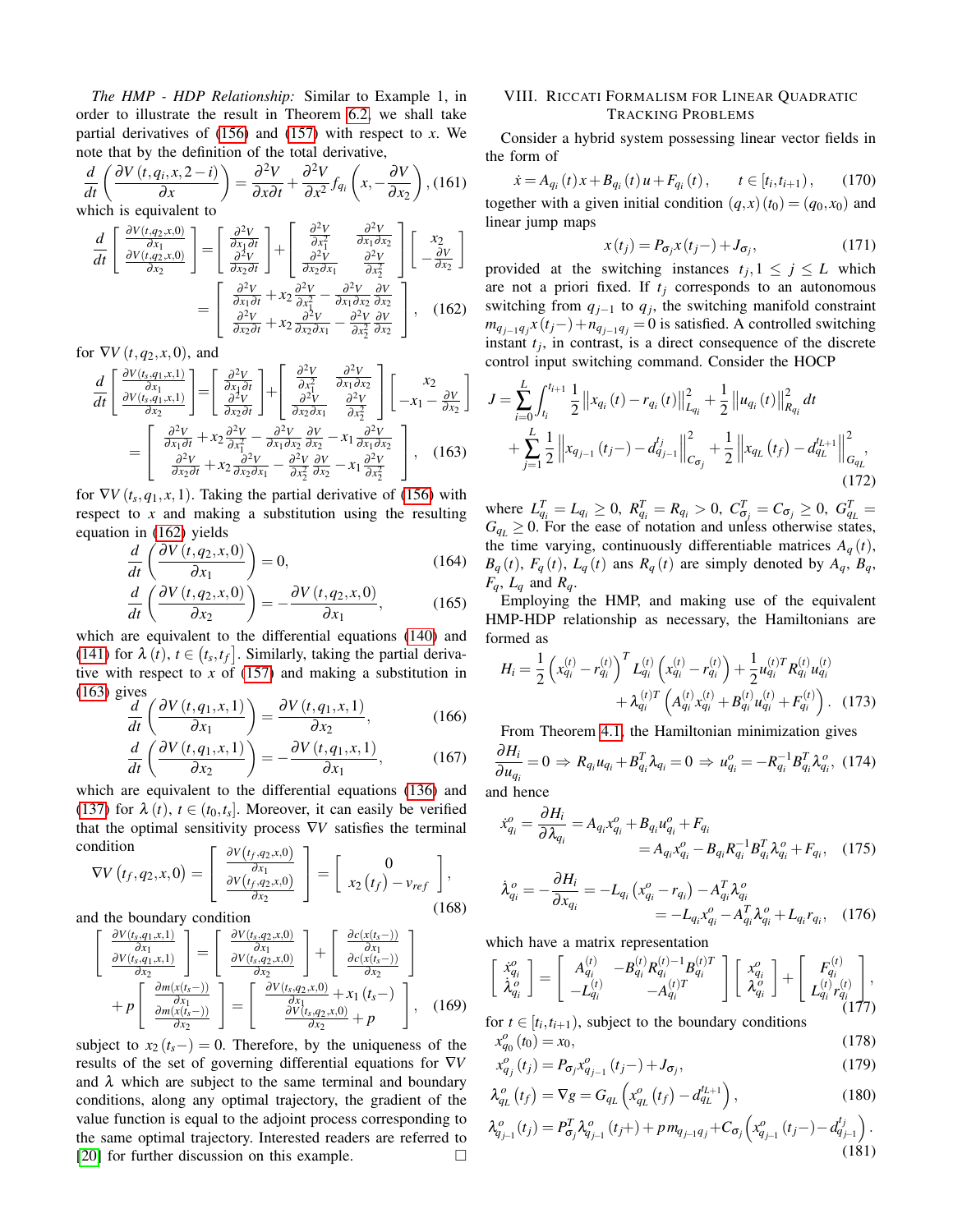*The HMP - HDP Relationship:* Similar to Example 1, in order to illustrate the result in Theorem 6.2, we shall take partial derivatives of (156) and (157) with respect to $x$. We note that by the definition of the total derivative,

$$\frac{d}{dt}\left(\frac{\partial V\left(t,q_i,x,2-i\right)}{\partial x}\right)=\frac{\partial^2 V}{\partial x \partial t}+\frac{\partial^2 V}{\partial x^2}f_{q_i}\left(x,-\frac{\partial V}{\partial x_2}\right), \quad (161)$$

which is equivalent to

$$\frac{d}{dt}\begin{bmatrix}\frac{\partial V(t,q_2,x,0)}{\partial x_1}\\ \frac{\partial V(t,q_2,x,0)}{\partial x_2}\end{bmatrix}=\begin{bmatrix}\frac{\partial^2 V}{\partial x_1 \partial t}\\ \frac{\partial^2 V}{\partial x_2 \partial t}\end{bmatrix}+\begin{bmatrix}\frac{\partial^2 V}{\partial x_1^2} & \frac{\partial^2 V}{\partial x_1 \partial x_2}\\ \frac{\partial^2 V}{\partial x_2 \partial x_1} & \frac{\partial^2 V}{\partial x_2^2}\end{bmatrix}\begin{bmatrix}x_2\\ -\frac{\partial V}{\partial x_2}\end{bmatrix}$$
$$=\begin{bmatrix}\frac{\partial^2 V}{\partial x_1 \partial t}+x_2\frac{\partial^2 V}{\partial x_1^2}-\frac{\partial^2 V}{\partial x_1 \partial x_2}\frac{\partial V}{\partial x_2}\\ \frac{\partial^2 V}{\partial x_2 \partial t}+x_2\frac{\partial^2 V}{\partial x_2 \partial x_1}-\frac{\partial^2 V}{\partial x_2^2}\frac{\partial V}{\partial x_2}\end{bmatrix}, \quad (162)$$

for $\nabla V\left(t,q_2,x,0\right)$, and

$$\frac{d}{dt}\begin{bmatrix}\frac{\partial V(t_s,q_1,x,1)}{\partial x_1}\\ \frac{\partial V(t_s,q_1,x,1)}{\partial x_2}\end{bmatrix}=\begin{bmatrix}\frac{\partial^2 V}{\partial x_1 \partial t}\\ \frac{\partial^2 V}{\partial x_2 \partial t}\end{bmatrix}+\begin{bmatrix}\frac{\partial^2 V}{\partial x_1^2} & \frac{\partial^2 V}{\partial x_1 \partial x_2}\\ \frac{\partial^2 V}{\partial x_2 \partial x_1} & \frac{\partial^2 V}{\partial x_2^2}\end{bmatrix}\begin{bmatrix}x_2\\ -x_1-\frac{\partial V}{\partial x_2}\end{bmatrix}$$
$$=\begin{bmatrix}\frac{\partial^2 V}{\partial x_1 \partial t}+x_2\frac{\partial^2 V}{\partial x_1^2}-\frac{\partial^2 V}{\partial x_1 \partial x_2}\frac{\partial V}{\partial x_2}-x_1\frac{\partial^2 V}{\partial x_1 \partial x_2}\\ \frac{\partial^2 V}{\partial x_2 \partial t}+x_2\frac{\partial^2 V}{\partial x_2 \partial x_1}-\frac{\partial^2 V}{\partial x_2^2}\frac{\partial V}{\partial x_2}-x_1\frac{\partial^2 V}{\partial x_2^2}\end{bmatrix}, \quad (163)$$

for $\nabla V\left(t_s,q_1,x,1\right)$. Taking the partial derivative of (156) with respect to $x$ and making a substitution using the resulting equation in (162) yields

$$\frac{d}{dt}\left(\frac{\partial V\left(t,q_2,x,0\right)}{\partial x_1}\right)=0, \quad (164)$$

$$\frac{d}{dt}\left(\frac{\partial V\left(t,q_2,x,0\right)}{\partial x_2}\right)=-\frac{\partial V\left(t,q_2,x,0\right)}{\partial x_1}, \quad (165)$$

which are equivalent to the differential equations (140) and (141) for $\lambda(t)$, $t\in\left(t_s,t_f\right]$. Similarly, taking the partial derivative with respect to $x$ of (157) and making a substitution of (163) gives

$$\frac{d}{dt}\left(\frac{\partial V\left(t,q_1,x,1\right)}{\partial x_1}\right)=\frac{\partial V\left(t,q_1,x,1\right)}{\partial x_2}, \quad (166)$$

$$\frac{d}{dt}\left(\frac{\partial V\left(t,q_1,x,1\right)}{\partial x_2}\right)=-\frac{\partial V\left(t,q_1,x,1\right)}{\partial x_1}, \quad (167)$$

which are equivalent to the differential equations (136) and (137) for $\lambda(t)$, $t\in\left(t_0,t_s\right]$. Moreover, it can easily be verified that the optimal sensitivity process $\nabla V$ satisfies the terminal condition

$$\nabla V\left(t_f,q_2,x,0\right)=\begin{bmatrix}\frac{\partial V(t_f,q_2,x,0)}{\partial x_1}\\ \frac{\partial V(t_f,q_2,x,0)}{\partial x_2}\end{bmatrix}=\begin{bmatrix}0\\ x_2\left(t_f\right)-v_{ref}\end{bmatrix}, \quad (168)$$

and the boundary condition

$$\begin{bmatrix}\frac{\partial V(t_s,q_1,x,1)}{\partial x_1}\\ \frac{\partial V(t_s,q_1,x,1)}{\partial x_2}\end{bmatrix}=\begin{bmatrix}\frac{\partial V(t_s,q_2,x,0)}{\partial x_1}\\ \frac{\partial V(t_s,q_2,x,0)}{\partial x_2}\end{bmatrix}+\begin{bmatrix}\frac{\partial c(x(t_s-))}{\partial x_1}\\ \frac{\partial c(x(t_s-))}{\partial x_1}\end{bmatrix}$$
$$+p\begin{bmatrix}\frac{\partial m(x(t_s-))}{\partial x_1}\\ \frac{\partial m(x(t_s-))}{\partial x_2}\end{bmatrix}=\begin{bmatrix}\frac{\partial V(t_s,q_2,x,0)}{\partial x_1}+x_1\left(t_s-\right)\\ \frac{\partial V(t_s,q_2,x,0)}{\partial x_2}+p\end{bmatrix}, \quad (169)$$

subject to $x_2\left(t_s-\right)=0$. Therefore, by the uniqueness of the results of the set of governing differential equations for $\nabla V$ and $\lambda$ which are subject to the same terminal and boundary conditions, along any optimal trajectory, the gradient of the value function is equal to the adjoint process corresponding to the same optimal trajectory. Interested readers are referred to [20] for further discussion on this example. □

## VIII. Riccati Formalism for Linear Quadratic Tracking Problems

Consider a hybrid system possessing linear vector fields in the form of

$$\dot{x}=A_{q_i}(t)x+B_{q_i}(t)u+F_{q_i}(t), \qquad t\in\left[t_i,t_{i+1}\right), \quad (170)$$

together with a given initial condition $(q,x)(t_0)=(q_0,x_0)$ and linear jump maps

$$x\left(t_j\right)=P_{\sigma_j}x\left(t_j-\right)+J_{\sigma_j}, \quad (171)$$

provided at the switching instances $t_j, 1\le j\le L$ which are not a priori fixed. If $t_j$ corresponds to an autonomous switching from $q_{j-1}$ to $q_j$, the switching manifold constraint $m_{q_{j-1}q_j}x\left(t_j-\right)+n_{q_{j-1}q_j}=0$ is satisfied. A controlled switching instant $t_j$, in contrast, is a direct consequence of the discrete control input switching command. Consider the HOCP

$$J=\sum_{i=0}^{L}\int_{t_i}^{t_{i+1}}\frac{1}{2}\left\|x_{q_i}(t)-r_{q_i}(t)\right\|_{L_{q_i}}^2+\frac{1}{2}\left\|u_{q_i}(t)\right\|_{R_{q_i}}^2 dt$$
$$+\sum_{j=1}^{L}\frac{1}{2}\left\|x_{q_{j-1}}\left(t_j-\right)-d_{q_{j-1}}^{t_j}\right\|_{C_{\sigma_j}}^2+\frac{1}{2}\left\|x_{q_L}\left(t_f\right)-d_{q_L}^{t_{L+1}}\right\|_{G_{q_L}}^2, \quad (172)$$

where $L_{q_i}^T=L_{q_i}\ge 0$, $R_{q_i}^T=R_{q_i}>0$, $C_{\sigma_j}^T=C_{\sigma_j}\ge 0$, $G_{q_L}^T=G_{q_L}\ge 0$. For the ease of notation and unless otherwise states, the time varying, continuously differentiable matrices $A_q(t)$, $B_q(t)$, $F_q(t)$, $L_q(t)$ ans $R_q(t)$ are simply denoted by $A_q$, $B_q$, $F_q$, $L_q$ and $R_q$.

Employing the HMP, and making use of the equivalent HMP-HDP relationship as necessary, the Hamiltonians are formed as

$$H_i=\frac{1}{2}\left(x_{q_i}^{(t)}-r_{q_i}^{(t)}\right)^T L_{q_i}^{(t)}\left(x_{q_i}^{(t)}-r_{q_i}^{(t)}\right)+\frac{1}{2}u_{q_i}^{(t)T}R_{q_i}^{(t)}u_{q_i}^{(t)}$$
$$+\lambda_{q_i}^{(t)T}\left(A_{q_i}^{(t)}x_{q_i}^{(t)}+B_{q_i}^{(t)}u_{q_i}^{(t)}+F_{q_i}^{(t)}\right). \quad (173)$$

From Theorem 4.1, the Hamiltonian minimization gives

$$\frac{\partial H_i}{\partial u_{q_i}}=0 \Rightarrow R_{q_i}u_{q_i}+B_{q_i}^T\lambda_{q_i}=0 \Rightarrow u_{q_i}^o=-R_{q_i}^{-1}B_{q_i}^T\lambda_{q_i}^o, \quad (174)$$

and hence

$$\dot{x}_{q_i}^o=\frac{\partial H_i}{\partial \lambda_{q_i}}=A_{q_i}x_{q_i}^o+B_{q_i}u_{q_i}^o+F_{q_i}$$
$$=A_{q_i}x_{q_i}^o-B_{q_i}R_{q_i}^{-1}B_{q_i}^T\lambda_{q_i}^o+F_{q_i}, \quad (175)$$

$$\dot{\lambda}_{q_i}^o=-\frac{\partial H_i}{\partial x_{q_i}}=-L_{q_i}\left(x_{q_i}^o-r_{q_i}\right)-A_{q_i}^T\lambda_{q_i}^o$$
$$=-L_{q_i}x_{q_i}^o-A_{q_i}^T\lambda_{q_i}^o+L_{q_i}r_{q_i}, \quad (176)$$

which have a matrix representation

$$\begin{bmatrix}\dot{x}_{q_i}^o\\ \dot{\lambda}_{q_i}^o\end{bmatrix}=\begin{bmatrix}A_{q_i}^{(t)} & -B_{q_i}^{(t)}R_{q_i}^{(t)-1}B_{q_i}^{(t)T}\\ -L_{q_i}^{(t)} & -A_{q_i}^{(t)T}\end{bmatrix}\begin{bmatrix}x_{q_i}^o\\ \lambda_{q_i}^o\end{bmatrix}+\begin{bmatrix}F_{q_i}^{(t)}\\ L_{q_i}^{(t)}r_{q_i}^{(t)}\end{bmatrix}, \quad (177)$$

for $t\in\left[t_i,t_{i+1}\right)$, subject to the boundary conditions

$$x_{q_0}^o\left(t_0\right)=x_0, \quad (178)$$

$$x_{q_j}^o\left(t_j\right)=P_{\sigma_j}x_{q_{j-1}}^o\left(t_j-\right)+J_{\sigma_j}, \quad (179)$$

$$\lambda_{q_L}^o\left(t_f\right)=\nabla g=G_{q_L}\left(x_{q_L}^o\left(t_f\right)-d_{q_L}^{t_{L+1}}\right), \quad (180)$$

$$\lambda_{q_{j-1}}^o\left(t_j\right)=P_{\sigma_j}^T\lambda_{q_{j-1}}^o\left(t_j+\right)+p\,m_{q_{j-1}q_j}+C_{\sigma_j}\left(x_{q_{j-1}}^o\left(t_j-\right)-d_{q_{j-1}}^{t_j}\right). \quad (181)$$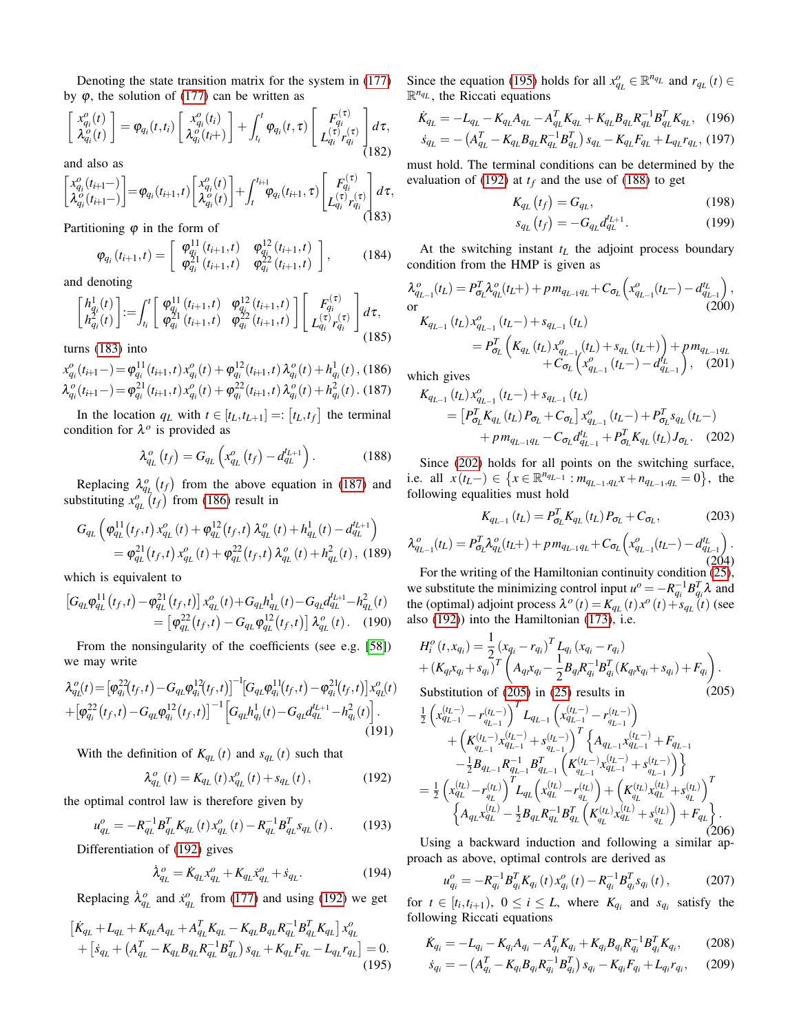Denoting the state transition matrix for the system in (177) by $\varphi$, the solution of (177) can be written as

$$\begin{bmatrix} x_{q_i}^o(t) \\ \lambda_{q_i}^o(t) \end{bmatrix} = \varphi_{q_i}(t,t_i) \begin{bmatrix} x_{q_i}^o(t_i) \\ \lambda_{q_i}^o(t_i+) \end{bmatrix} + \int_{t_i}^{t} \varphi_{q_i}(t,\tau) \begin{bmatrix} F_{q_i}^{(\tau)} \\ L_{q_i}^{(\tau)} r_{q_i}^{(\tau)} \end{bmatrix} d\tau, \tag{182}$$

and also as

$$\begin{bmatrix} x_{q_i}^o(t_{i+1}-) \\ \lambda_{q_i}^o(t_{i+1}-) \end{bmatrix} = \varphi_{q_i}(t_{i+1},t) \begin{bmatrix} x_{q_i}^o(t) \\ \lambda_{q_i}^o(t) \end{bmatrix} + \int_{t}^{t_{i+1}} \varphi_{q_i}(t_{i+1},\tau) \begin{bmatrix} F_{q_i}^{(\tau)} \\ L_{q_i}^{(\tau)} r_{q_i}^{(\tau)} \end{bmatrix} d\tau, \tag{183}$$

Partitioning $\varphi$ in the form of

$$\varphi_{q_i}(t_{i+1},t) = \begin{bmatrix} \varphi_{q_i}^{11}(t_{i+1},t) & \varphi_{q_i}^{12}(t_{i+1},t) \\ \varphi_{q_i}^{21}(t_{i+1},t) & \varphi_{q_i}^{22}(t_{i+1},t) \end{bmatrix}, \tag{184}$$

and denoting

$$\begin{bmatrix} h_{q_i}^1(t) \\ h_{q_i}^2(t) \end{bmatrix} := \int_{t_i}^{t} \begin{bmatrix} \varphi_{q_i}^{11}(t_{i+1},t) & \varphi_{q_i}^{12}(t_{i+1},t) \\ \varphi_{q_i}^{21}(t_{i+1},t) & \varphi_{q_i}^{22}(t_{i+1},t) \end{bmatrix} \begin{bmatrix} F_{q_i}^{(\tau)} \\ L_{q_i}^{(\tau)} r_{q_i}^{(\tau)} \end{bmatrix} d\tau, \tag{185}$$

turns (183) into

$$x_{q_i}^o(t_{i+1}-) = \varphi_{q_i}^{11}(t_{i+1},t)\, x_{q_i}^o(t) + \varphi_{q_i}^{12}(t_{i+1},t)\, \lambda_{q_i}^o(t) + h_{q_i}^1(t), \tag{186}$$

$$\lambda_{q_i}^o(t_{i+1}-) = \varphi_{q_i}^{21}(t_{i+1},t)\, x_{q_i}^o(t) + \varphi_{q_i}^{22}(t_{i+1},t)\, \lambda_{q_i}^o(t) + h_{q_i}^2(t). \tag{187}$$

In the location $q_L$ with $t \in [t_L, t_{L+1}] =: [t_L, t_f]$ the terminal condition for $\lambda^o$ is provided as

$$\lambda_{q_L}^o(t_f) = G_{q_L}\left(x_{q_L}^o(t_f) - d_{q_L}^{t_{L+1}}\right). \tag{188}$$

Replacing $\lambda_{q_L}^o(t_f)$ from the above equation in (187) and substituting $x_{q_L}^o(t_f)$ from (186) result in

$$G_{q_L}\left(\varphi_{q_L}^{11}(t_f,t)\, x_{q_L}^o(t) + \varphi_{q_L}^{12}(t_f,t)\, \lambda_{q_L}^o(t) + h_{q_L}^1(t) - d_{q_L}^{t_{L+1}}\right) = \varphi_{q_L}^{21}(t_f,t)\, x_{q_L}^o(t) + \varphi_{q_L}^{22}(t_f,t)\, \lambda_{q_L}^o(t) + h_{q_L}^2(t), \tag{189}$$

which is equivalent to

$$\left[G_{q_L}\varphi_{q_L}^{11}(t_f,t) - \varphi_{q_L}^{21}(t_f,t)\right] x_{q_L}^o(t) + G_{q_L} h_{q_L}^1(t) - G_{q_L} d_{q_L}^{t_{L+1}} - h_{q_L}^2(t) = \left[\varphi_{q_L}^{22}(t_f,t) - G_{q_L}\varphi_{q_L}^{12}(t_f,t)\right] \lambda_{q_L}^o(t). \tag{190}$$

From the nonsingularity of the coefficients (see e.g. [58]) we may write

$$\lambda_{q_L}^o(t) = \left[\varphi_{q_i}^{22}(t_f,t) - G_{q_L}\varphi_{q_i}^{12}(t_f,t)\right]^{-1}\left[G_{q_L}\varphi_{q_i}^{11}(t_f,t) - \varphi_{q_i}^{21}(t_f,t)\right] x_{q_L}^o(t) + \left[\varphi_{q_i}^{22}(t_f,t) - G_{q_L}\varphi_{q_i}^{12}(t_f,t)\right]^{-1}\left[G_{q_L} h_{q_i}^1(t) - G_{q_L} d_{q_L}^{t_{L+1}} - h_{q_i}^2(t)\right]. \tag{191}$$

With the definition of $K_{q_L}(t)$ and $s_{q_L}(t)$ such that

$$\lambda_{q_L}^o(t) = K_{q_L}(t)\, x_{q_L}^o(t) + s_{q_L}(t), \tag{192}$$

the optimal control law is therefore given by

$$u_{q_L}^o = -R_{q_L}^{-1} B_{q_L}^T K_{q_L}(t)\, x_{q_L}^o(t) - R_{q_L}^{-1} B_{q_L}^T s_{q_L}(t). \tag{193}$$

Differentiation of (192) gives

$$\dot{\lambda}_{q_L}^o = \dot{K}_{q_L} x_{q_L}^o + K_{q_L}\dot{x}_{q_L}^o + \dot{s}_{q_L}. \tag{194}$$

Replacing $\dot{\lambda}_{q_L}^o$ and $\dot{x}_{q_L}^o$ from (177) and using (192) we get

$$\left[\dot{K}_{q_L} + L_{q_L} + K_{q_L} A_{q_L} + A_{q_L}^T K_{q_L} - K_{q_L} B_{q_L} R_{q_L}^{-1} B_{q_L}^T K_{q_L}\right] x_{q_L}^o + \left[\dot{s}_{q_L} + \left(A_{q_L}^T - K_{q_L} B_{q_L} R_{q_L}^{-1} B_{q_L}^T\right) s_{q_L} + K_{q_L} F_{q_L} - L_{q_L} r_{q_L}\right] = 0. \tag{195}$$

Since the equation (195) holds for all $x_{q_L}^o \in \mathbb{R}^{n_{q_L}}$ and $r_{q_L}(t) \in \mathbb{R}^{n_{q_L}}$, the Riccati equations

$$\dot{K}_{q_L} = -L_{q_L} - K_{q_L} A_{q_L} - A_{q_L}^T K_{q_L} + K_{q_L} B_{q_L} R_{q_L}^{-1} B_{q_L}^T K_{q_L}, \tag{196}$$

$$\dot{s}_{q_L} = -\left(A_{q_L}^T - K_{q_L} B_{q_L} R_{q_L}^{-1} B_{q_L}^T\right) s_{q_L} - K_{q_L} F_{q_L} + L_{q_L} r_{q_L}, \tag{197}$$

must hold. The terminal conditions can be determined by the evaluation of (192) at $t_f$ and the use of (188) to get

$$K_{q_L}(t_f) = G_{q_L}, \tag{198}$$

$$s_{q_L}(t_f) = -G_{q_L} d_{q_L}^{t_{L+1}}. \tag{199}$$

At the switching instant $t_L$ the adjoint process boundary condition from the HMP is given as

$$\lambda_{q_{L-1}}^o(t_L) = P_{\sigma_L}^T \lambda_{q_L}^o(t_L+) + p\, m_{q_{L-1}q_L} + C_{\sigma_L}\left(x_{q_{L-1}}^o(t_L-) - d_{q_{L-1}}^{t_L}\right), \tag{200}$$

or

$$K_{q_{L-1}}(t_L)\, x_{q_{L-1}}^o(t_L-) + s_{q_{L-1}}(t_L) = P_{\sigma_L}^T\left(K_{q_L}(t_L)\, x_{q_{L-1}}^o(t_L) + s_{q_L}(t_L+)\right) + p\, m_{q_{L-1}q_L} + C_{\sigma_L}\left(x_{q_{L-1}}^o(t_L-) - d_{q_{L-1}}^{t_L}\right), \tag{201}$$

which gives

$$K_{q_{L-1}}(t_L)\, x_{q_{L-1}}^o(t_L-) + s_{q_{L-1}}(t_L) = \left[P_{\sigma_L}^T K_{q_L}(t_L) P_{\sigma_L} + C_{\sigma_L}\right] x_{q_{L-1}}^o(t_L-) + P_{\sigma_L}^T s_{q_L}(t_L-) + p\, m_{q_{L-1}q_L} - C_{\sigma_L} d_{q_{L-1}}^{t_L} + P_{\sigma_L}^T K_{q_L}(t_L) J_{\sigma_L}. \tag{202}$$

Since (202) holds for all points on the switching surface, i.e. all $x(t_L-) \in \left\{x \in \mathbb{R}^{n_{q_{L-1}}} : m_{q_{L-1},q_L} x + n_{q_{L-1},q_L} = 0\right\}$, the following equalities must hold

$$K_{q_{L-1}}(t_L) = P_{\sigma_L}^T K_{q_L}(t_L) P_{\sigma_L} + C_{\sigma_L}, \tag{203}$$

$$\lambda_{q_{L-1}}^o(t_L) = P_{\sigma_L}^T \lambda_{q_L}^o(t_L+) + p\, m_{q_{L-1}q_L} + C_{\sigma_L}\left(x_{q_{L-1}}^o(t_L-) - d_{q_{L-1}}^{t_L}\right). \tag{204}$$

For the writing of the Hamiltonian continuity condition (25), we substitute the minimizing control input $u^o = -R_{q_i}^{-1} B_{q_i}^T \lambda$ and the (optimal) adjoint process $\lambda^o(t) = K_{q_L}(t) x^o(t) + s_{q_L}(t)$ (see also (192)) into the Hamiltonian (173), i.e.

$$H_i^o(t, x_{q_i}) = \frac{1}{2}(x_{q_i} - r_{q_i})^T L_{q_i}(x_{q_i} - r_{q_i}) + (K_{q_i} x_{q_i} + s_{q_i})^T \left(A_{q_i} x_{q_i} - \frac{1}{2} B_{q_i} R_{q_i}^{-1} B_{q_i}^T (K_{q_i} x_{q_i} + s_{q_i}) + F_{q_i}\right). \tag{205}$$

Substitution of (205) in (25) results in

$$\begin{aligned}
&\frac{1}{2}\left(x_{q_{L-1}}^{(t_L-)} - r_{q_{L-1}}^{(t_L-)}\right)^T L_{q_{L-1}}\left(x_{q_{L-1}}^{(t_L-)} - r_{q_{L-1}}^{(t_L-)}\right) \\
&\quad + \left(K_{q_{L-1}}^{(t_L-)} x_{q_{L-1}}^{(t_L-)} + s_{q_{L-1}}^{(t_L-)}\right)^T \Big\{A_{q_{L-1}} x_{q_{L-1}}^{(t_L-)} + F_{q_{L-1}} \\
&\quad - \tfrac{1}{2} B_{q_{L-1}} R_{q_{L-1}}^{-1} B_{q_{L-1}}^T \left(K_{q_{L-1}}^{(t_L-)} x_{q_{L-1}}^{(t_L-)} + s_{q_{L-1}}^{(t_L-)}\right)\Big\} \\
&= \frac{1}{2}\left(x_{q_L}^{(t_L)} - r_{q_L}^{(t_L)}\right)^T L_{q_L}\left(x_{q_L}^{(t_L)} - r_{q_L}^{(t_L)}\right) + \left(K_{q_L}^{(t_L)} x_{q_L}^{(t_L)} + s_{q_L}^{(t_L)}\right)^T \\
&\quad \left\{A_{q_L} x_{q_L}^{(t_L)} - \tfrac{1}{2} B_{q_L} R_{q_L}^{-1} B_{q_L}^T \left(K_{q_L}^{(t_L)} x_{q_L}^{(t_L)} + s_{q_L}^{(t_L)}\right) + F_{q_L}\right\}.
\end{aligned} \tag{206}$$

Using a backward induction and following a similar approach as above, optimal controls are derived as

$$u_{q_i}^o = -R_{q_i}^{-1} B_{q_i}^T K_{q_i}(t)\, x_{q_i}^o(t) - R_{q_i}^{-1} B_{q_i}^T s_{q_i}(t), \tag{207}$$

for $t \in [t_i, t_{i+1})$, $0 \le i \le L$, where $K_{q_i}$ and $s_{q_i}$ satisfy the following Riccati equations

$$\dot{K}_{q_i} = -L_{q_i} - K_{q_i} A_{q_i} - A_{q_i}^T K_{q_i} + K_{q_i} B_{q_i} R_{q_i}^{-1} B_{q_i}^T K_{q_i}, \tag{208}$$

$$\dot{s}_{q_i} = -\left(A_{q_i}^T - K_{q_i} B_{q_i} R_{q_i}^{-1} B_{q_i}^T\right) s_{q_i} - K_{q_i} F_{q_i} + L_{q_i} r_{q_i}, \tag{209}$$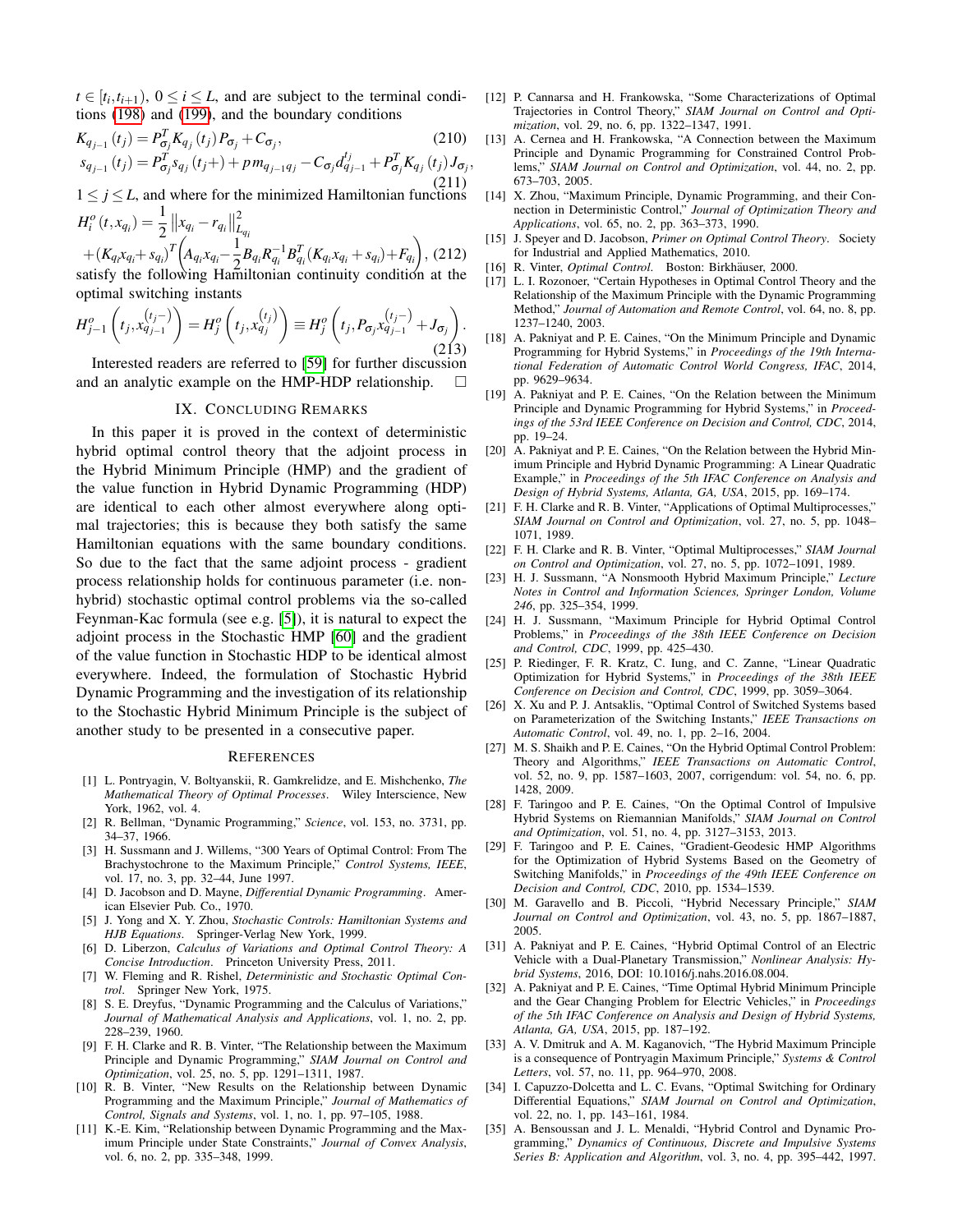$t \in [t_i, t_{i+1})$, $0 \le i \le L$, and are subject to the terminal conditions (198) and (199), and the boundary conditions

$$K_{q_{j-1}}(t_j) = P_{\sigma_j}^T K_{q_j}(t_j) P_{\sigma_j} + C_{\sigma_j}, \tag{210}$$

$$s_{q_{j-1}}(t_j) = P_{\sigma_j}^T s_{q_j}(t_j+) + p\, m_{q_{j-1}q_j} - C_{\sigma_j} d_{q_{j-1}}^{t_j} + P_{\sigma_j}^T K_{q_j}(t_j) J_{\sigma_j}, \tag{211}$$

$1 \le j \le L$, and where for the minimized Hamiltonian functions

$$H_i^o(t, x_{q_i}) = \frac{1}{2}\left\| x_{q_i} - r_{q_i} \right\|_{L_{q_i}}^2 + (K_{q_i} x_{q_i} + s_{q_i})^T \left( A_{q_i} x_{q_i} - \frac{1}{2} B_{q_i} R_{q_i}^{-1} B_{q_i}^T (K_{q_i} x_{q_i} + s_{q_i}) + F_{q_i} \right), \tag{212}$$

satisfy the following Hamiltonian continuity condition at the optimal switching instants

$$H_{j-1}^o\left(t_j, x_{q_{j-1}}^{(t_j-)}\right) = H_j^o\left(t_j, x_{q_j}^{(t_j)}\right) \equiv H_j^o\left(t_j, P_{\sigma_j} x_{q_{j-1}}^{(t_j-)} + J_{\sigma_j}\right). \tag{213}$$

Interested readers are referred to [59] for further discussion and an analytic example on the HMP-HDP relationship. □

## IX. Concluding Remarks

In this paper it is proved in the context of deterministic hybrid optimal control theory that the adjoint process in the Hybrid Minimum Principle (HMP) and the gradient of the value function in Hybrid Dynamic Programming (HDP) are identical to each other almost everywhere along optimal trajectories; this is because they both satisfy the same Hamiltonian equations with the same boundary conditions. So due to the fact that the same adjoint process - gradient process relationship holds for continuous parameter (i.e. non-hybrid) stochastic optimal control problems via the so-called Feynman-Kac formula (see e.g. [5]), it is natural to expect the adjoint process in the Stochastic HMP [60] and the gradient of the value function in Stochastic HDP to be identical almost everywhere. Indeed, the formulation of Stochastic Hybrid Dynamic Programming and the investigation of its relationship to the Stochastic Hybrid Minimum Principle is the subject of another study to be presented in a consecutive paper.

## References

[1] L. Pontryagin, V. Boltyanskii, R. Gamkrelidze, and E. Mishchenko, *The Mathematical Theory of Optimal Processes*. Wiley Interscience, New York, 1962, vol. 4.

[2] R. Bellman, "Dynamic Programming," *Science*, vol. 153, no. 3731, pp. 34–37, 1966.

[3] H. Sussmann and J. Willems, "300 Years of Optimal Control: From The Brachystochrone to the Maximum Principle," *Control Systems, IEEE*, vol. 17, no. 3, pp. 32–44, June 1997.

[4] D. Jacobson and D. Mayne, *Differential Dynamic Programming*. American Elsevier Pub. Co., 1970.

[5] J. Yong and X. Y. Zhou, *Stochastic Controls: Hamiltonian Systems and HJB Equations*. Springer-Verlag New York, 1999.

[6] D. Liberzon, *Calculus of Variations and Optimal Control Theory: A Concise Introduction*. Princeton University Press, 2011.

[7] W. Fleming and R. Rishel, *Deterministic and Stochastic Optimal Control*. Springer New York, 1975.

[8] S. E. Dreyfus, "Dynamic Programming and the Calculus of Variations," *Journal of Mathematical Analysis and Applications*, vol. 1, no. 2, pp. 228–239, 1960.

[9] F. H. Clarke and R. B. Vinter, "The Relationship between the Maximum Principle and Dynamic Programming," *SIAM Journal on Control and Optimization*, vol. 25, no. 5, pp. 1291–1311, 1987.

[10] R. B. Vinter, "New Results on the Relationship between Dynamic Programming and the Maximum Principle," *Journal of Mathematics of Control, Signals and Systems*, vol. 1, no. 1, pp. 97–105, 1988.

[11] K.-E. Kim, "Relationship between Dynamic Programming and the Maximum Principle under State Constraints," *Journal of Convex Analysis*, vol. 6, no. 2, pp. 335–348, 1999.

[12] P. Cannarsa and H. Frankowska, "Some Characterizations of Optimal Trajectories in Control Theory," *SIAM Journal on Control and Optimization*, vol. 29, no. 6, pp. 1322–1347, 1991.

[13] A. Cernea and H. Frankowska, "A Connection between the Maximum Principle and Dynamic Programming for Constrained Control Problems," *SIAM Journal on Control and Optimization*, vol. 44, no. 2, pp. 673–703, 2005.

[14] X. Zhou, "Maximum Principle, Dynamic Programming, and their Connection in Deterministic Control," *Journal of Optimization Theory and Applications*, vol. 65, no. 2, pp. 363–373, 1990.

[15] J. Speyer and D. Jacobson, *Primer on Optimal Control Theory*. Society for Industrial and Applied Mathematics, 2010.

[16] R. Vinter, *Optimal Control*. Boston: Birkhäuser, 2000.

[17] L. I. Rozonoer, "Certain Hypotheses in Optimal Control Theory and the Relationship of the Maximum Principle with the Dynamic Programming Method," *Journal of Automation and Remote Control*, vol. 64, no. 8, pp. 1237–1240, 2003.

[18] A. Pakniyat and P. E. Caines, "On the Minimum Principle and Dynamic Programming for Hybrid Systems," in *Proceedings of the 19th International Federation of Automatic Control World Congress, IFAC*, 2014, pp. 9629–9634.

[19] A. Pakniyat and P. E. Caines, "On the Relation between the Minimum Principle and Dynamic Programming for Hybrid Systems," in *Proceedings of the 53rd IEEE Conference on Decision and Control, CDC*, 2014, pp. 19–24.

[20] A. Pakniyat and P. E. Caines, "On the Relation between the Hybrid Minimum Principle and Hybrid Dynamic Programming: A Linear Quadratic Example," in *Proceedings of the 5th IFAC Conference on Analysis and Design of Hybrid Systems, Atlanta, GA, USA*, 2015, pp. 169–174.

[21] F. H. Clarke and R. B. Vinter, "Applications of Optimal Multiprocesses," *SIAM Journal on Control and Optimization*, vol. 27, no. 5, pp. 1048–1071, 1989.

[22] F. H. Clarke and R. B. Vinter, "Optimal Multiprocesses," *SIAM Journal on Control and Optimization*, vol. 27, no. 5, pp. 1072–1091, 1989.

[23] H. J. Sussmann, "A Nonsmooth Hybrid Maximum Principle," *Lecture Notes in Control and Information Sciences, Springer London, Volume 246*, pp. 325–354, 1999.

[24] H. J. Sussmann, "Maximum Principle for Hybrid Optimal Control Problems," in *Proceedings of the 38th IEEE Conference on Decision and Control, CDC*, 1999, pp. 425–430.

[25] P. Riedinger, F. R. Kratz, C. Iung, and C. Zanne, "Linear Quadratic Optimization for Hybrid Systems," in *Proceedings of the 38th IEEE Conference on Decision and Control, CDC*, 1999, pp. 3059–3064.

[26] X. Xu and P. J. Antsaklis, "Optimal Control of Switched Systems based on Parameterization of the Switching Instants," *IEEE Transactions on Automatic Control*, vol. 49, no. 1, pp. 2–16, 2004.

[27] M. S. Shaikh and P. E. Caines, "On the Hybrid Optimal Control Problem: Theory and Algorithms," *IEEE Transactions on Automatic Control*, vol. 52, no. 9, pp. 1587–1603, 2007, corrigendum: vol. 54, no. 6, pp. 1428, 2009.

[28] F. Taringoo and P. E. Caines, "On the Optimal Control of Impulsive Hybrid Systems on Riemannian Manifolds," *SIAM Journal on Control and Optimization*, vol. 51, no. 4, pp. 3127–3153, 2013.

[29] F. Taringoo and P. E. Caines, "Gradient-Geodesic HMP Algorithms for the Optimization of Hybrid Systems Based on the Geometry of Switching Manifolds," in *Proceedings of the 49th IEEE Conference on Decision and Control, CDC*, 2010, pp. 1534–1539.

[30] M. Garavello and B. Piccoli, "Hybrid Necessary Principle," *SIAM Journal on Control and Optimization*, vol. 43, no. 5, pp. 1867–1887, 2005.

[31] A. Pakniyat and P. E. Caines, "Hybrid Optimal Control of an Electric Vehicle with a Dual-Planetary Transmission," *Nonlinear Analysis: Hybrid Systems*, 2016, DOI: 10.1016/j.nahs.2016.08.004.

[32] A. Pakniyat and P. E. Caines, "Time Optimal Hybrid Minimum Principle and the Gear Changing Problem for Electric Vehicles," in *Proceedings of the 5th IFAC Conference on Analysis and Design of Hybrid Systems, Atlanta, GA, USA*, 2015, pp. 187–192.

[33] A. V. Dmitruk and A. M. Kaganovich, "The Hybrid Maximum Principle is a consequence of Pontryagin Maximum Principle," *Systems & Control Letters*, vol. 57, no. 11, pp. 964–970, 2008.

[34] I. Capuzzo-Dolcetta and L. C. Evans, "Optimal Switching for Ordinary Differential Equations," *SIAM Journal on Control and Optimization*, vol. 22, no. 1, pp. 143–161, 1984.

[35] A. Bensoussan and J. L. Menaldi, "Hybrid Control and Dynamic Programming," *Dynamics of Continuous, Discrete and Impulsive Systems Series B: Application and Algorithm*, vol. 3, no. 4, pp. 395–442, 1997.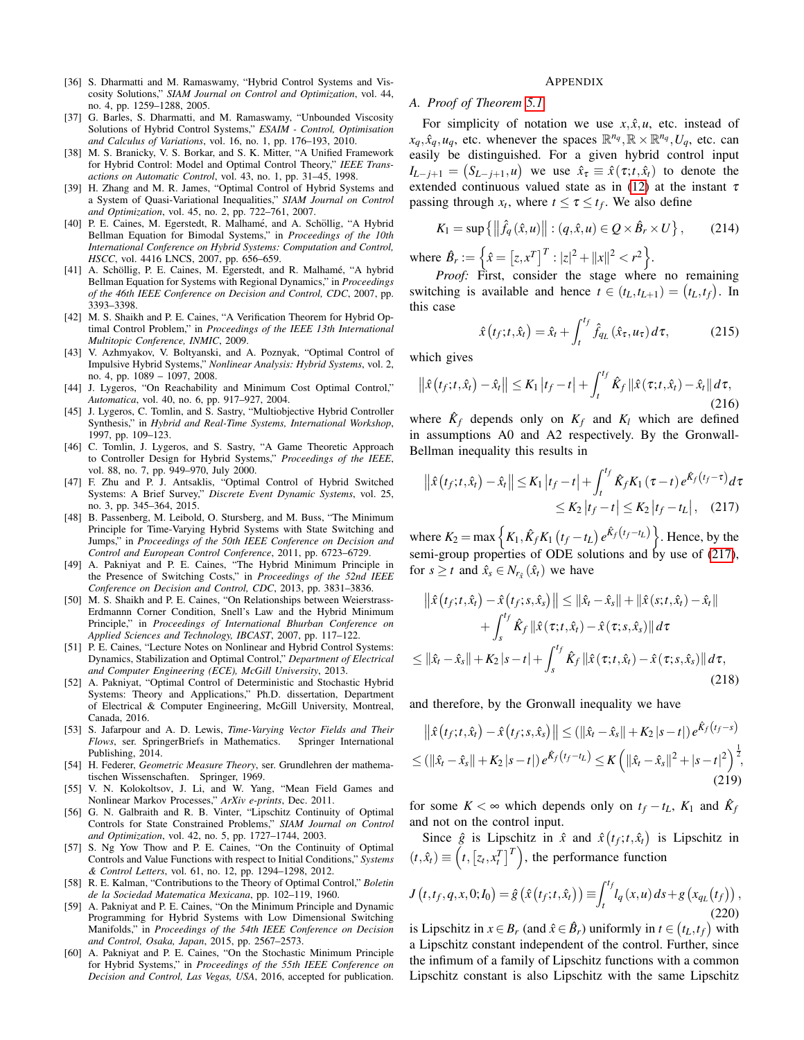[36] S. Dharmatti and M. Ramaswamy, "Hybrid Control Systems and Viscosity Solutions," *SIAM Journal on Control and Optimization*, vol. 44, no. 4, pp. 1259–1288, 2005.

[37] G. Barles, S. Dharmatti, and M. Ramaswamy, "Unbounded Viscosity Solutions of Hybrid Control Systems," *ESAIM - Control, Optimisation and Calculus of Variations*, vol. 16, no. 1, pp. 176–193, 2010.

[38] M. S. Branicky, V. S. Borkar, and S. K. Mitter, "A Unified Framework for Hybrid Control: Model and Optimal Control Theory," *IEEE Transactions on Automatic Control*, vol. 43, no. 1, pp. 31–45, 1998.

[39] H. Zhang and M. R. James, "Optimal Control of Hybrid Systems and a System of Quasi-Variational Inequalities," *SIAM Journal on Control and Optimization*, vol. 45, no. 2, pp. 722–761, 2007.

[40] P. E. Caines, M. Egerstedt, R. Malhamé, and A. Schöllig, "A Hybrid Bellman Equation for Bimodal Systems," in *Proceedings of the 10th International Conference on Hybrid Systems: Computation and Control, HSCC*, vol. 4416 LNCS, 2007, pp. 656–659.

[41] A. Schöllig, P. E. Caines, M. Egerstedt, and R. Malhamé, "A hybrid Bellman Equation for Systems with Regional Dynamics," in *Proceedings of the 46th IEEE Conference on Decision and Control, CDC*, 2007, pp. 3393–3398.

[42] M. S. Shaikh and P. E. Caines, "A Verification Theorem for Hybrid Optimal Control Problem," in *Proceedings of the IEEE 13th International Multitopic Conference, INMIC*, 2009.

[43] V. Azhmyakov, V. Boltyanski, and A. Poznyak, "Optimal Control of Impulsive Hybrid Systems," *Nonlinear Analysis: Hybrid Systems*, vol. 2, no. 4, pp. 1089 – 1097, 2008.

[44] J. Lygeros, "On Reachability and Minimum Cost Optimal Control," *Automatica*, vol. 40, no. 6, pp. 917–927, 2004.

[45] J. Lygeros, C. Tomlin, and S. Sastry, "Multiobjective Hybrid Controller Synthesis," in *Hybrid and Real-Time Systems, International Workshop*, 1997, pp. 109–123.

[46] C. Tomlin, J. Lygeros, and S. Sastry, "A Game Theoretic Approach to Controller Design for Hybrid Systems," *Proceedings of the IEEE*, vol. 88, no. 7, pp. 949–970, July 2000.

[47] F. Zhu and P. J. Antsaklis, "Optimal Control of Hybrid Switched Systems: A Brief Survey," *Discrete Event Dynamic Systems*, vol. 25, no. 3, pp. 345–364, 2015.

[48] B. Passenberg, M. Leibold, O. Stursberg, and M. Buss, "The Minimum Principle for Time-Varying Hybrid Systems with State Switching and Jumps," in *Proceedings of the 50th IEEE Conference on Decision and Control and European Control Conference*, 2011, pp. 6723–6729.

[49] A. Pakniyat and P. E. Caines, "The Hybrid Minimum Principle in the Presence of Switching Costs," in *Proceedings of the 52nd IEEE Conference on Decision and Control, CDC*, 2013, pp. 3831–3836.

[50] M. S. Shaikh and P. E. Caines, "On Relationships between Weierstrass-Erdmannn Corner Condition, Snell's Law and the Hybrid Minimum Principle," in *Proceedings of International Bhurban Conference on Applied Sciences and Technology, IBCAST*, 2007, pp. 117–122.

[51] P. E. Caines, "Lecture Notes on Nonlinear and Hybrid Control Systems: Dynamics, Stabilization and Optimal Control," *Department of Electrical and Computer Engineering (ECE), McGill University*, 2013.

[52] A. Pakniyat, "Optimal Control of Deterministic and Stochastic Hybrid Systems: Theory and Applications," Ph.D. dissertation, Department of Electrical & Computer Engineering, McGill University, Montreal, Canada, 2016.

[53] S. Jafarpour and A. D. Lewis, *Time-Varying Vector Fields and Their Flows*, ser. SpringerBriefs in Mathematics. Springer International Publishing, 2014.

[54] H. Federer, *Geometric Measure Theory*, ser. Grundlehren der mathematischen Wissenschaften. Springer, 1969.

[55] V. N. Kolokoltsov, J. Li, and W. Yang, "Mean Field Games and Nonlinear Markov Processes," *ArXiv e-prints*, Dec. 2011.

[56] G. N. Galbraith and R. B. Vinter, "Lipschitz Continuity of Optimal Controls for State Constrained Problems," *SIAM Journal on Control and Optimization*, vol. 42, no. 5, pp. 1727–1744, 2003.

[57] S. Ng Yow Thow and P. E. Caines, "On the Continuity of Optimal Controls and Value Functions with respect to Initial Conditions," *Systems & Control Letters*, vol. 61, no. 12, pp. 1294–1298, 2012.

[58] R. E. Kalman, "Contributions to the Theory of Optimal Control," *Boletin de la Sociedad Matematica Mexicana*, pp. 102–119, 1960.

[59] A. Pakniyat and P. E. Caines, "On the Minimum Principle and Dynamic Programming for Hybrid Systems with Low Dimensional Switching Manifolds," in *Proceedings of the 54th IEEE Conference on Decision and Control, Osaka, Japan*, 2015, pp. 2567–2573.

[60] A. Pakniyat and P. E. Caines, "On the Stochastic Minimum Principle for Hybrid Systems," in *Proceedings of the 55th IEEE Conference on Decision and Control, Las Vegas, USA*, 2016, accepted for publication.

## APPENDIX

### A. Proof of Theorem 5.1

For simplicity of notation we use $x, \hat{x}, u$, etc. instead of $x_q, \hat{x}_q, u_q$, etc. whenever the spaces $\mathbb{R}^{n_q}, \mathbb{R}\times\mathbb{R}^{n_q}, U_q$, etc. can easily be distinguished. For a given hybrid control input $I_{L-j+1} = (S_{L-j+1}, u)$ we use $\hat{x}_\tau \equiv \hat{x}(\tau; t, \hat{x}_t)$ to denote the extended continuous valued state as in (12) at the instant $\tau$ passing through $x_t$, where $t \le \tau \le t_f$. We also define

$$K_1 = \sup\left\{ \left\| \hat{f}_q(\hat{x}, u) \right\| : (q, \hat{x}, u) \in Q \times \hat{B}_r \times U \right\}, \tag{214}$$

where $\hat{B}_r := \left\{ \hat{x} = \left[z, x^T\right]^T : |z|^2 + \|x\|^2 < r^2 \right\}$.

*Proof:* First, consider the stage where no remaining switching is available and hence $t \in (t_L, t_{L+1}) = (t_L, t_f)$. In this case

$$\hat{x}(t_f; t, \hat{x}_t) = \hat{x}_t + \int_t^{t_f} \hat{f}_{q_L}(\hat{x}_\tau, u_\tau)\, d\tau, \tag{215}$$

which gives

$$\left\| \hat{x}(t_f; t, \hat{x}_t) - \hat{x}_t \right\| \le K_1 \left| t_f - t \right| + \int_t^{t_f} \hat{K}_f \left\| \hat{x}(\tau; t, \hat{x}_t) - \hat{x}_t \right\| d\tau, \tag{216}$$

where $\hat{K}_f$ depends only on $K_f$ and $K_l$ which are defined in assumptions A0 and A2 respectively. By the Gronwall-Bellman inequality this results in

$$\begin{aligned} \left\| \hat{x}(t_f; t, \hat{x}_t) - \hat{x}_t \right\| &\le K_1 \left| t_f - t \right| + \int_t^{t_f} \hat{K}_f K_1 (\tau - t)\, e^{\hat{K}_f (t_f - \tau)} d\tau \\ &\le K_2 \left| t_f - t \right| \le K_2 \left| t_f - t_L \right|, \end{aligned} \tag{217}$$

where $K_2 = \max\left\{ K_1, \hat{K}_f K_1 (t_f - t_L)\, e^{\hat{K}_f (t_f - t_L)} \right\}$. Hence, by the semi-group properties of ODE solutions and by use of (217), for $s \ge t$ and $\hat{x}_s \in N_{r_{\hat{x}}}(\hat{x}_t)$ we have

$$\begin{aligned} &\left\| \hat{x}(t_f; t, \hat{x}_t) - \hat{x}(t_f; s, \hat{x}_s) \right\| \le \left\| \hat{x}_t - \hat{x}_s \right\| + \left\| \hat{x}(s; t, \hat{x}_t) - \hat{x}_t \right\| \\ &\qquad + \int_s^{t_f} \hat{K}_f \left\| \hat{x}(\tau; t, \hat{x}_t) - \hat{x}(\tau; s, \hat{x}_s) \right\| d\tau \\ &\le \left\| \hat{x}_t - \hat{x}_s \right\| + K_2 |s - t| + \int_s^{t_f} \hat{K}_f \left\| \hat{x}(\tau; t, \hat{x}_t) - \hat{x}(\tau; s, \hat{x}_s) \right\| d\tau, \end{aligned} \tag{218}$$

and therefore, by the Gronwall inequality we have

$$\begin{aligned} &\left\| \hat{x}(t_f; t, \hat{x}_t) - \hat{x}(t_f; s, \hat{x}_s) \right\| \le \left( \left\| \hat{x}_t - \hat{x}_s \right\| + K_2 |s - t| \right) e^{\hat{K}_f (t_f - s)} \\ &\le \left( \left\| \hat{x}_t - \hat{x}_s \right\| + K_2 |s - t| \right) e^{\hat{K}_f (t_f - t_L)} \le K \left( \left\| \hat{x}_t - \hat{x}_s \right\|^2 + |s - t|^2 \right)^{\frac{1}{2}}, \end{aligned} \tag{219}$$

for some $K < \infty$ which depends only on $t_f - t_L$, $K_1$ and $\hat{K}_f$ and not on the control input.

Since $\hat{g}$ is Lipschitz in $\hat{x}$ and $\hat{x}(t_f; t, \hat{x}_t)$ is Lipschitz in $(t, \hat{x}_t) \equiv \left(t, \left[z_t, x_t^T\right]^T\right)$, the performance function

$$J(t, t_f, q, x, 0; I_0) = \hat{g}\left(\hat{x}(t_f; t, \hat{x}_t)\right) \equiv \int_t^{t_f} l_q(x, u)\, ds + g\left(x_{q_L}(t_f)\right), \tag{220}$$

is Lipschitz in $x \in B_r$ (and $\hat{x} \in \hat{B}_r$) uniformly in $t \in (t_L, t_f)$ with a Lipschitz constant independent of the control. Further, since the infimum of a family of Lipschitz functions with a common Lipschitz constant is also Lipschitz with the same Lipschitz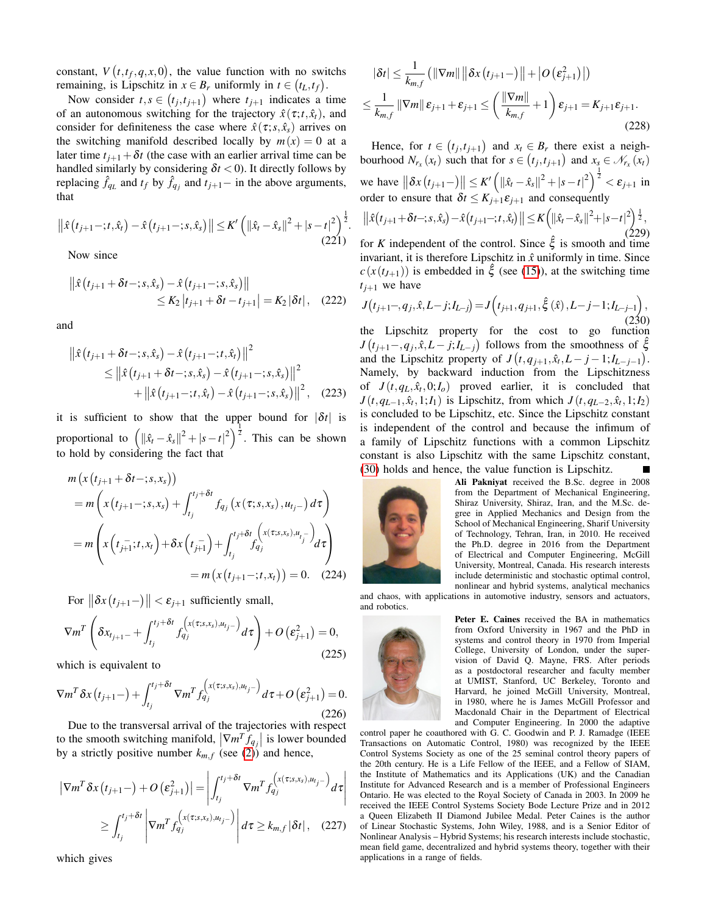constant, $V(t, t_f, q, x, 0)$, the value function with no switchs remaining, is Lipschitz in $x \in B_r$ uniformly in $t \in (t_L, t_f)$.

Now consider $t, s \in (t_j, t_{j+1})$ where $t_{j+1}$ indicates a time of an autonomous switching for the trajectory $\hat{x}(\tau; t, \hat{x}_t)$, and consider for definiteness the case where $\hat{x}(\tau; s, \hat{x}_s)$ arrives on the switching manifold described locally by $m(x) = 0$ at a later time $t_{j+1} + \delta t$ (the case with an earlier arrival time can be handled similarly by considering $\delta t < 0$). It directly follows by replacing $\hat{f}_{q_L}$ and $t_f$ by $\hat{f}_{q_j}$ and $t_{j+1}-$ in the above arguments, that

$$\left\|\hat{x}\left(t_{j+1}-; t, \hat{x}_t\right) - \hat{x}\left(t_{j+1}-; s, \hat{x}_s\right)\right\| \leq K' \left(\left\|\hat{x}_t - \hat{x}_s\right\|^2 + |s-t|^2\right)^{\frac{1}{2}}. \tag{221}$$

Now since

$$\begin{aligned}\left\|\hat{x}\left(t_{j+1} + \delta t-; s, \hat{x}_s\right) - \hat{x}\left(t_{j+1}-; s, \hat{x}_s\right)\right\| \\ \leq K_2 \left|t_{j+1} + \delta t - t_{j+1}\right| = K_2 |\delta t|,\end{aligned} \tag{222}$$

and

$$\begin{aligned}&\left\|\hat{x}\left(t_{j+1} + \delta t-; s, \hat{x}_s\right) - \hat{x}\left(t_{j+1}-; t, \hat{x}_t\right)\right\|^2 \\ &\quad \leq \left\|\hat{x}\left(t_{j+1} + \delta t-; s, \hat{x}_s\right) - \hat{x}\left(t_{j+1}-; s, \hat{x}_s\right)\right\|^2 \\ &\quad\quad + \left\|\hat{x}\left(t_{j+1}-; t, \hat{x}_t\right) - \hat{x}\left(t_{j+1}-; s, \hat{x}_s\right)\right\|^2,\end{aligned} \tag{223}$$

it is sufficient to show that the upper bound for $|\delta t|$ is proportional to $\left(\left\|\hat{x}_t - \hat{x}_s\right\|^2 + |s-t|^2\right)^{\frac{1}{2}}$. This can be shown to hold by considering the fact that

$$\begin{aligned}&m\left(x\left(t_{j+1} + \delta t-; s, x_s\right)\right) \\ &= m\left(x\left(t_{j+1}-; s, x_s\right) + \int_{t_j}^{t_j+\delta t} f_{q_j}\left(x(\tau; s, x_s), u_{t_j-}\right) d\tau\right) \\ &= m\left(x\left(t_{j+1}^-; t, x_t\right) + \delta x\left(t_{j+1}^-\right) + \int_{t_j}^{t_j+\delta t} f_{q_j}^{\left(x(\tau; s, x_s), u_{t_j^-}\right)} d\tau\right) \\ &\qquad\qquad = m\left(x\left(t_{j+1}-; t, x_t\right)\right) = 0.\end{aligned} \tag{224}$$

For $\left\|\delta x\left(t_{j+1}-\right)\right\| < \varepsilon_{j+1}$ sufficiently small,

$$\nabla m^T \left(\delta x_{t_{j+1}-} + \int_{t_j}^{t_j+\delta t} f_{q_j}^{\left(x(\tau; s, x_s), u_{t_j-}\right)} d\tau\right) + O\left(\varepsilon_{j+1}^2\right) = 0, \tag{225}$$

which is equivalent to

$$\nabla m^T \delta x\left(t_{j+1}-\right) + \int_{t_j}^{t_j+\delta t} \nabla m^T f_{q_j}^{\left(x(\tau; s, x_s), u_{t_j-}\right)} d\tau + O\left(\varepsilon_{j+1}^2\right) = 0. \tag{226}$$

Due to the transversal arrival of the trajectories with respect to the smooth switching manifold, $\left|\nabla m^T f_{q_j}\right|$ is lower bounded by a strictly positive number $k_{m,f}$ (see (2)) and hence,

$$\begin{aligned}\left|\nabla m^T \delta x\left(t_{j+1}-\right) + O\left(\varepsilon_{j+1}^2\right)\right| &= \left|\int_{t_j}^{t_j+\delta t} \nabla m^T f_{q_j}^{\left(x(\tau; s, x_s), u_{t_j-}\right)} d\tau\right| \\ &\geq \int_{t_j}^{t_j+\delta t} \left|\nabla m^T f_{q_j}^{\left(x(\tau; s, x_s), u_{t_j-}\right)}\right| d\tau \geq k_{m,f} |\delta t|,\end{aligned} \tag{227}$$

which gives

$$\begin{aligned}|\delta t| &\leq \frac{1}{k_{m,f}} \left(\|\nabla m\| \left\|\delta x\left(t_{j+1}-\right)\right\| + \left|O\left(\varepsilon_{j+1}^2\right)\right|\right) \\ &\leq \frac{1}{k_{m,f}} \|\nabla m\| \varepsilon_{j+1} + \varepsilon_{j+1} \leq \left(\frac{\|\nabla m\|}{k_{m,f}} + 1\right) \varepsilon_{j+1} = K_{j+1} \varepsilon_{j+1}.\end{aligned} \tag{228}$$

Hence, for $t \in (t_j, t_{j+1})$ and $x_t \in B_r$ there exist a neighbourhood $N_{r_x}(x_t)$ such that for $s \in (t_j, t_{j+1})$ and $x_s \in \mathcal{N}_{r_x}(x_t)$ we have $\left\|\delta x\left(t_{j+1}-\right)\right\| \leq K' \left(\left\|\hat{x}_t - \hat{x}_s\right\|^2 + |s-t|^2\right)^{\frac{1}{2}} < \varepsilon_{j+1}$ in order to ensure that $\delta t \leq K_{j+1} \varepsilon_{j+1}$ and consequently

$$\left\|\hat{x}\left(t_{j+1} + \delta t-; s, \hat{x}_s\right) - \hat{x}\left(t_{j+1}-; t, \hat{x}_t\right)\right\| \leq K \left(\left\|\hat{x}_t - \hat{x}_s\right\|^2 + |s-t|^2\right)^{\frac{1}{2}}, \tag{229}$$

for $K$ independent of the control. Since $\hat{\xi}$ is smooth and time invariant, it is therefore Lipschitz in $\hat{x}$ uniformly in time. Since $c(x(t_{J+1}))$ is embedded in $\hat{\xi}$ (see (15)), at the switching time $t_{j+1}$ we have

$$J\left(t_{j+1}-, q_j, \hat{x}, L-j; I_{L-j}\right) = J\left(t_{j+1}, q_{j+1}, \hat{\xi}(\hat{x}), L-j-1; I_{L-j-1}\right), \tag{230}$$

the Lipschitz property for the cost to go function $J\left(t_{j+1}-, q_j, \hat{x}, L-j; I_{L-j}\right)$ follows from the smoothness of $\hat{\xi}$ and the Lipschitz property of $J\left(t, q_{j+1}, \hat{x}_t, L-j-1; I_{L-j-1}\right)$. Namely, by backward induction from the Lipschitzness of $J(t, q_L, \hat{x}_t, 0; I_o)$ proved earlier, it is concluded that $J(t, q_{L-1}, \hat{x}_t, 1; I_1)$ is Lipschitz, from which $J(t, q_{L-2}, \hat{x}_t, 1; I_2)$ is concluded to be Lipschitz, etc. Since the Lipschitz constant is independent of the control and because the infimum of a family of Lipschitz functions with a common Lipschitz constant is also Lipschitz with the same Lipschitz constant, (30) holds and hence, the value function is Lipschitz. ■

**Ali Pakniyat** received the B.Sc. degree in 2008 from the Department of Mechanical Engineering, Shiraz University, Shiraz, Iran, and the M.Sc. degree in Applied Mechanics and Design from the School of Mechanical Engineering, Sharif University of Technology, Tehran, Iran, in 2010. He received the Ph.D. degree in 2016 from the Department of Electrical and Computer Engineering, McGill University, Montreal, Canada. His research interests include deterministic and stochastic optimal control, nonlinear and hybrid systems, analytical mechanics and chaos, with applications in automotive industry, sensors and actuators, and robotics.

**Peter E. Caines** received the BA in mathematics from Oxford University in 1967 and the PhD in systems and control theory in 1970 from Imperial College, University of London, under the supervision of David Q. Mayne, FRS. After periods as a postdoctoral researcher and faculty member at UMIST, Stanford, UC Berkeley, Toronto and Harvard, he joined McGill University, Montreal, in 1980, where he is James McGill Professor and Macdonald Chair in the Department of Electrical and Computer Engineering. In 2000 the adaptive control paper he coauthored with G. C. Goodwin and P. J. Ramadge (IEEE Transactions on Automatic Control, 1980) was recognized by the IEEE Control Systems Society as one of the 25 seminal control theory papers of the 20th century. He is a Life Fellow of the IEEE, and a Fellow of SIAM, the Institute of Mathematics and its Applications (UK) and the Canadian Institute for Advanced Research and is a member of Professional Engineers Ontario. He was elected to the Royal Society of Canada in 2003. In 2009 he received the IEEE Control Systems Society Bode Lecture Prize and in 2012 a Queen Elizabeth II Diamond Jubilee Medal. Peter Caines is the author of Linear Stochastic Systems, John Wiley, 1988, and is a Senior Editor of Nonlinear Analysis – Hybrid Systems; his research interests include stochastic, mean field game, decentralized and hybrid systems theory, together with their applications in a range of fields.